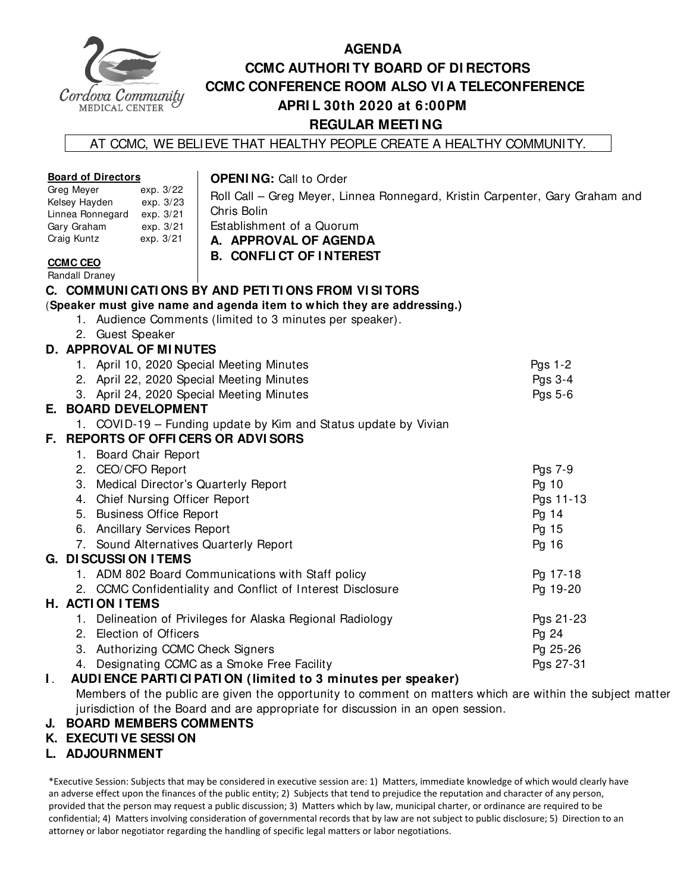# AGENDA

## CCMC AUTHORITY BOARD OF DIRECTORS
## CCMC CONFERENCE ROOM ALSO VIA TELECONFERENCE
## APRIL 30th 2020 at 6:00PM
## REGULAR MEETING

AT CCMC, WE BELIEVE THAT HEALTHY PEOPLE CREATE A HEALTHY COMMUNITY.

**Board of Directors**

| | |
|---|---|
| Greg Meyer | exp. 3/22 |
| Kelsey Hayden | exp. 3/23 |
| Linnea Ronnegard | exp. 3/21 |
| Gary Graham | exp. 3/21 |
| Craig Kuntz | exp. 3/21 |

**CCMC CEO**
Randall Draney

**OPENING:** Call to Order

Roll Call – Greg Meyer, Linnea Ronnegard, Kristin Carpenter, Gary Graham and Chris Bolin

Establishment of a Quorum

**A. APPROVAL OF AGENDA**

**B. CONFLICT OF INTEREST**

**C. COMMUNICATIONS BY AND PETITIONS FROM VISITORS**

(**Speaker must give name and agenda item to which they are addressing.)**

1. Audience Comments (limited to 3 minutes per speaker).
2. Guest Speaker

**D. APPROVAL OF MINUTES**

1. April 10, 2020 Special Meeting Minutes — Pgs 1-2
2. April 22, 2020 Special Meeting Minutes — Pgs 3-4
3. April 24, 2020 Special Meeting Minutes — Pgs 5-6

**E. BOARD DEVELOPMENT**

1. COVID-19 – Funding update by Kim and Status update by Vivian

**F. REPORTS OF OFFICERS OR ADVISORS**

1. Board Chair Report
2. CEO/CFO Report — Pgs 7-9
3. Medical Director's Quarterly Report — Pg 10
4. Chief Nursing Officer Report — Pgs 11-13
5. Business Office Report — Pg 14
6. Ancillary Services Report — Pg 15
7. Sound Alternatives Quarterly Report — Pg 16

**G. DISCUSSION ITEMS**

1. ADM 802 Board Communications with Staff policy — Pg 17-18
2. CCMC Confidentiality and Conflict of Interest Disclosure — Pg 19-20

**H. ACTION ITEMS**

1. Delineation of Privileges for Alaska Regional Radiology — Pgs 21-23
2. Election of Officers — Pg 24
3. Authorizing CCMC Check Signers — Pg 25-26
4. Designating CCMC as a Smoke Free Facility — Pgs 27-31

**I. AUDIENCE PARTICIPATION (limited to 3 minutes per speaker)**

Members of the public are given the opportunity to comment on matters which are within the subject matter jurisdiction of the Board and are appropriate for discussion in an open session.

**J. BOARD MEMBERS COMMENTS**

**K. EXECUTIVE SESSION**

**L. ADJOURNMENT**

*Executive Session: Subjects that may be considered in executive session are: 1) Matters, immediate knowledge of which would clearly have an adverse effect upon the finances of the public entity; 2) Subjects that tend to prejudice the reputation and character of any person, provided that the person may request a public discussion; 3) Matters which by law, municipal charter, or ordinance are required to be confidential; 4) Matters involving consideration of governmental records that by law are not subject to public disclosure; 5) Direction to an attorney or labor negotiator regarding the handling of specific legal matters or labor negotiations.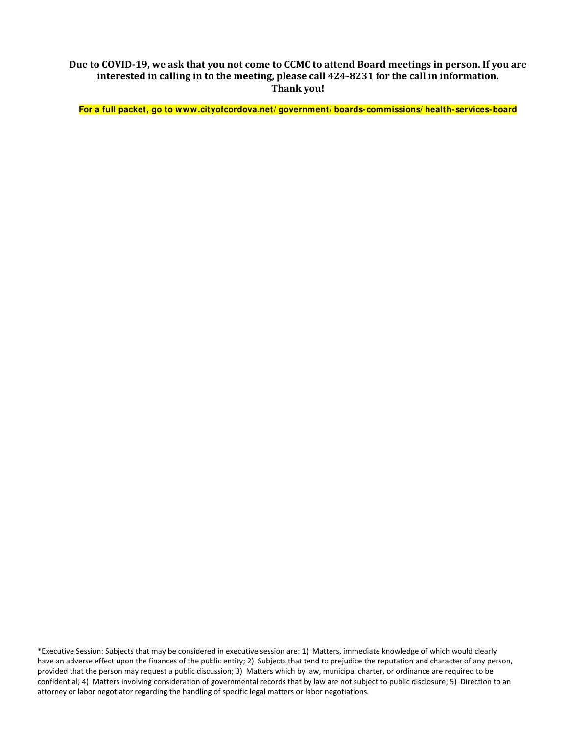**Due to COVID-19, we ask that you not come to CCMC to attend Board meetings in person. If you are interested in calling in to the meeting, please call 424-8231 for the call in information. Thank you!**

**For a full packet, go to www.cityofcordova.net/government/boards-commissions/health-services-board**

*Executive Session: Subjects that may be considered in executive session are: 1) Matters, immediate knowledge of which would clearly have an adverse effect upon the finances of the public entity; 2) Subjects that tend to prejudice the reputation and character of any person, provided that the person may request a public discussion; 3) Matters which by law, municipal charter, or ordinance are required to be confidential; 4) Matters involving consideration of governmental records that by law are not subject to public disclosure; 5) Direction to an attorney or labor negotiator regarding the handling of specific legal matters or labor negotiations.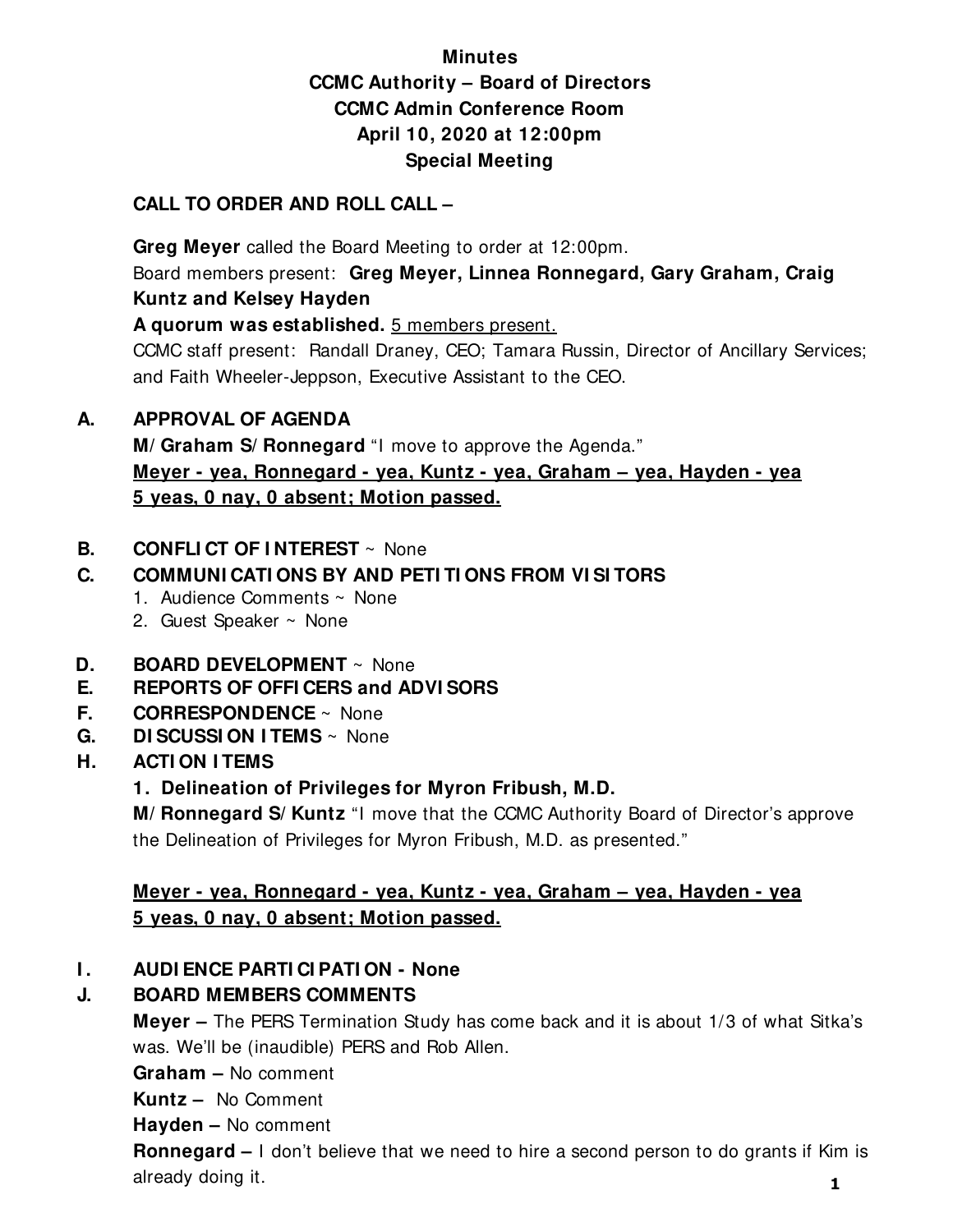**Minutes**
**CCMC Authority – Board of Directors**
**CCMC Admin Conference Room**
**April 10, 2020 at 12:00pm**
**Special Meeting**

**CALL TO ORDER AND ROLL CALL –**

**Greg Meyer** called the Board Meeting to order at 12:00pm.
Board members present: **Greg Meyer, Linnea Ronnegard, Gary Graham, Craig Kuntz and Kelsey Hayden**
**A quorum was established.** 5 members present.
CCMC staff present: Randall Draney, CEO; Tamara Russin, Director of Ancillary Services; and Faith Wheeler-Jeppson, Executive Assistant to the CEO.

**A. APPROVAL OF AGENDA**

**M/ Graham S/ Ronnegard** "I move to approve the Agenda."
**Meyer - yea, Ronnegard - yea, Kuntz - yea, Graham – yea, Hayden - yea**
**5 yeas, 0 nay, 0 absent; Motion passed.**

**B. CONFLICT OF INTEREST** ~ None

**C. COMMUNICATIONS BY AND PETITIONS FROM VISITORS**
1. Audience Comments ~ None
2. Guest Speaker ~ None

**D. BOARD DEVELOPMENT** ~ None

**E. REPORTS OF OFFICERS and ADVISORS**

**F. CORRESPONDENCE** ~ None

**G. DISCUSSION ITEMS** ~ None

**H. ACTION ITEMS**

**1. Delineation of Privileges for Myron Fribush, M.D.**

**M/ Ronnegard S/ Kuntz** "I move that the CCMC Authority Board of Director's approve the Delineation of Privileges for Myron Fribush, M.D. as presented."

**Meyer - yea, Ronnegard - yea, Kuntz - yea, Graham – yea, Hayden - yea**
**5 yeas, 0 nay, 0 absent; Motion passed.**

**I. AUDIENCE PARTICIPATION - None**

**J. BOARD MEMBERS COMMENTS**

**Meyer –** The PERS Termination Study has come back and it is about 1/3 of what Sitka's was. We'll be (inaudible) PERS and Rob Allen.
**Graham –** No comment
**Kuntz –** No Comment
**Hayden –** No comment
**Ronnegard –** I don't believe that we need to hire a second person to do grants if Kim is already doing it.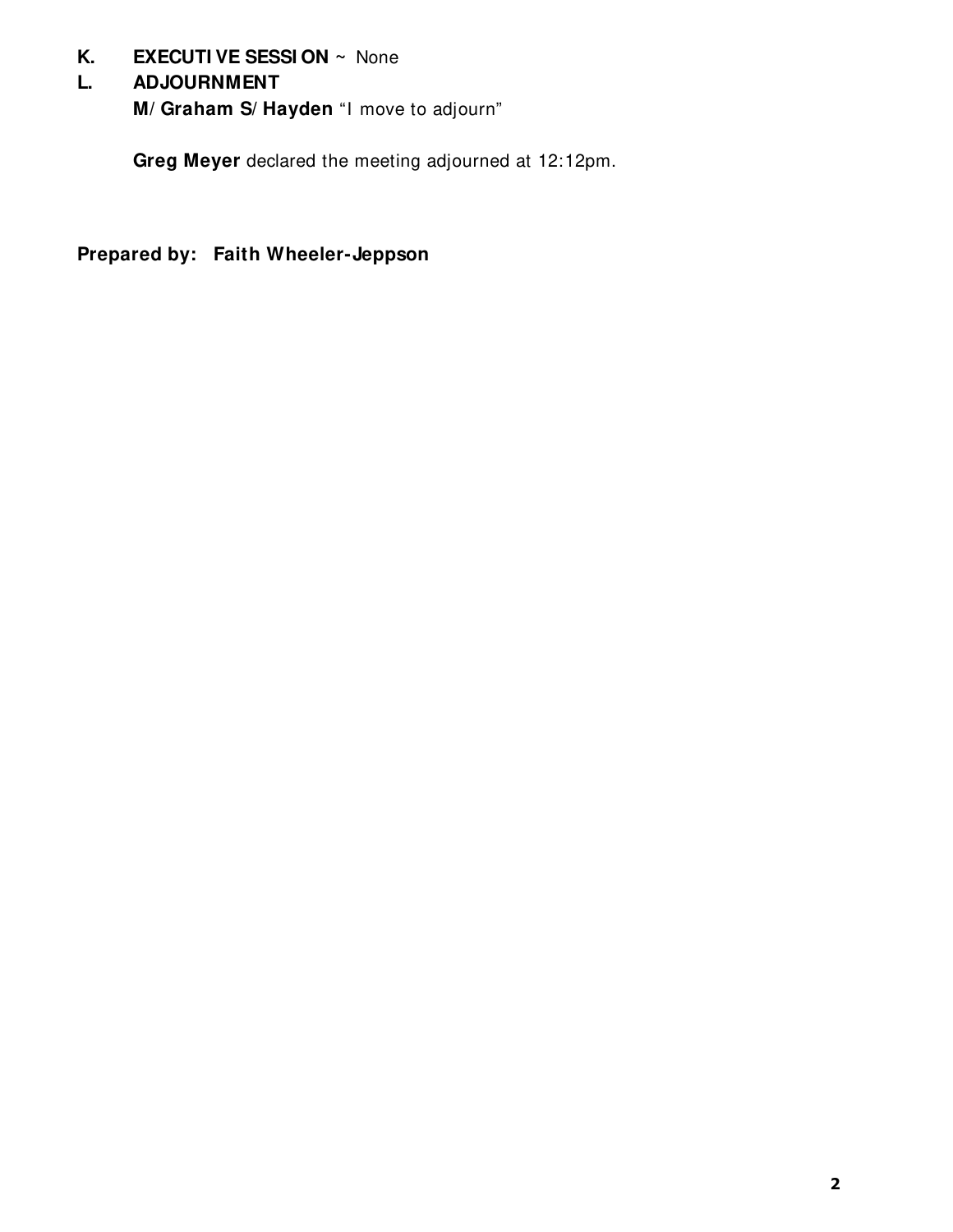**K. EXECUTIVE SESSION** ~ None

**L. ADJOURNMENT**

**M/Graham S/Hayden** "I move to adjourn"

**Greg Meyer** declared the meeting adjourned at 12:12pm.

**Prepared by: Faith Wheeler-Jeppson**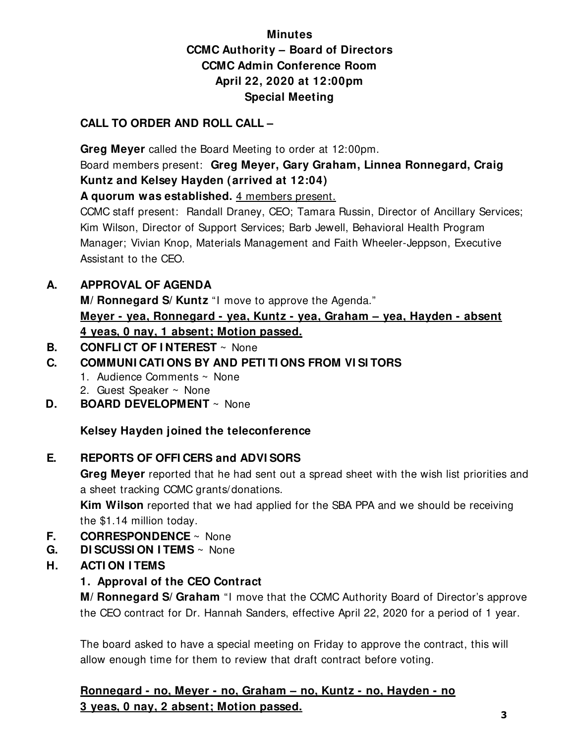**Minutes**
**CCMC Authority – Board of Directors**
**CCMC Admin Conference Room**
**April 22, 2020 at 12:00pm**
**Special Meeting**

**CALL TO ORDER AND ROLL CALL –**

**Greg Meyer** called the Board Meeting to order at 12:00pm.
Board members present: **Greg Meyer, Gary Graham, Linnea Ronnegard, Craig Kuntz and Kelsey Hayden (arrived at 12:04)**
**A quorum was established.** <u>4 members present.</u>
CCMC staff present: Randall Draney, CEO; Tamara Russin, Director of Ancillary Services; Kim Wilson, Director of Support Services; Barb Jewell, Behavioral Health Program Manager; Vivian Knop, Materials Management and Faith Wheeler-Jeppson, Executive Assistant to the CEO.

**A. APPROVAL OF AGENDA**

**M/Ronnegard S/Kuntz** "I move to approve the Agenda."
**<u>Meyer - yea, Ronnegard - yea, Kuntz - yea, Graham – yea, Hayden - absent</u>**
**<u>4 yeas, 0 nay, 1 absent; Motion passed.</u>**

**B. CONFLICT OF INTEREST** ~ None

**C. COMMUNICATIONS BY AND PETITIONS FROM VISITORS**

1. Audience Comments ~ None
2. Guest Speaker ~ None

**D. BOARD DEVELOPMENT** ~ None

**Kelsey Hayden joined the teleconference**

**E. REPORTS OF OFFICERS and ADVISORS**

**Greg Meyer** reported that he had sent out a spread sheet with the wish list priorities and a sheet tracking CCMC grants/donations.
**Kim Wilson** reported that we had applied for the SBA PPA and we should be receiving the $1.14 million today.

**F. CORRESPONDENCE** ~ None

**G. DISCUSSION ITEMS** ~ None

**H. ACTION ITEMS**

**1. Approval of the CEO Contract**

**M/Ronnegard S/Graham** "I move that the CCMC Authority Board of Director's approve the CEO contract for Dr. Hannah Sanders, effective April 22, 2020 for a period of 1 year.

The board asked to have a special meeting on Friday to approve the contract, this will allow enough time for them to review that draft contract before voting.

**<u>Ronnegard - no, Meyer - no, Graham – no, Kuntz - no, Hayden - no</u>**
**<u>3 yeas, 0 nay, 2 absent; Motion passed.</u>**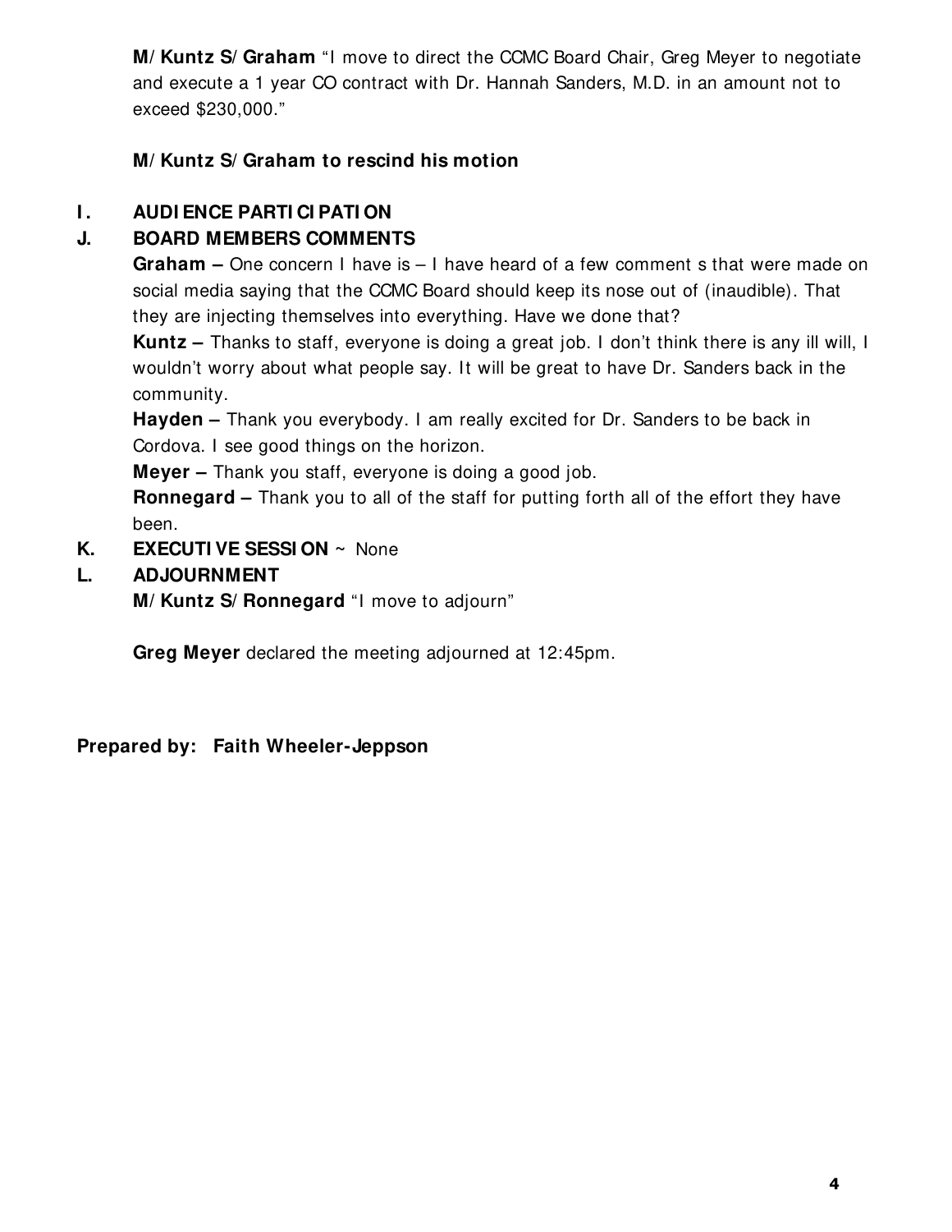**M/ Kuntz S/ Graham** "I move to direct the CCMC Board Chair, Greg Meyer to negotiate and execute a 1 year CO contract with Dr. Hannah Sanders, M.D. in an amount not to exceed $230,000."

**M/ Kuntz S/ Graham to rescind his motion**

**I. AUDIENCE PARTICIPATION**

**J. BOARD MEMBERS COMMENTS**

**Graham –** One concern I have is – I have heard of a few comment s that were made on social media saying that the CCMC Board should keep its nose out of (inaudible). That they are injecting themselves into everything. Have we done that?

**Kuntz –** Thanks to staff, everyone is doing a great job. I don't think there is any ill will, I wouldn't worry about what people say. It will be great to have Dr. Sanders back in the community.

**Hayden –** Thank you everybody. I am really excited for Dr. Sanders to be back in Cordova. I see good things on the horizon.

**Meyer –** Thank you staff, everyone is doing a good job.

**Ronnegard –** Thank you to all of the staff for putting forth all of the effort they have been.

**K. EXECUTIVE SESSION** ~ None

**L. ADJOURNMENT**

**M/ Kuntz S/ Ronnegard** "I move to adjourn"

**Greg Meyer** declared the meeting adjourned at 12:45pm.

**Prepared by: Faith Wheeler-Jeppson**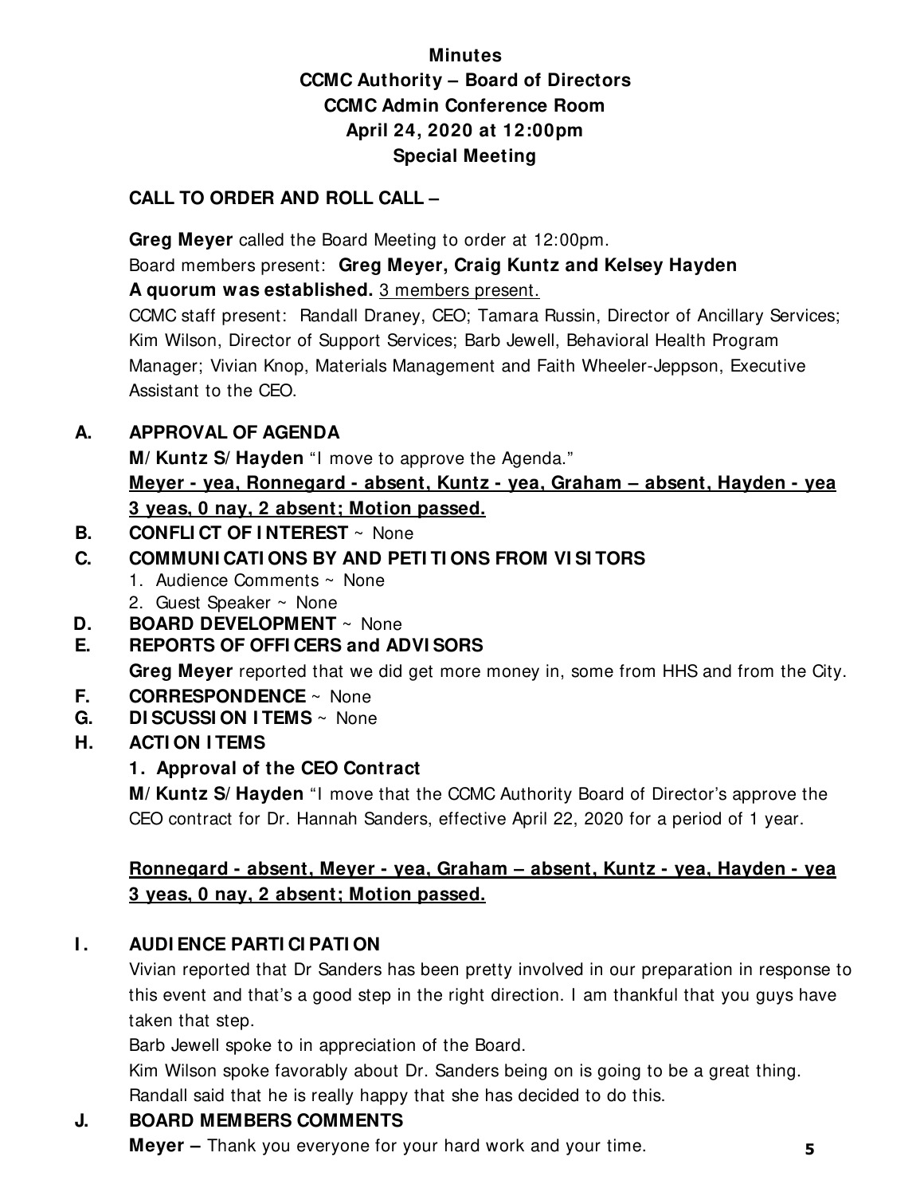**Minutes**
**CCMC Authority – Board of Directors**
**CCMC Admin Conference Room**
**April 24, 2020 at 12:00pm**
**Special Meeting**

**CALL TO ORDER AND ROLL CALL –**

**Greg Meyer** called the Board Meeting to order at 12:00pm.
Board members present: **Greg Meyer, Craig Kuntz and Kelsey Hayden**
**A quorum was established.** 3 members present.
CCMC staff present: Randall Draney, CEO; Tamara Russin, Director of Ancillary Services; Kim Wilson, Director of Support Services; Barb Jewell, Behavioral Health Program Manager; Vivian Knop, Materials Management and Faith Wheeler-Jeppson, Executive Assistant to the CEO.

**A. APPROVAL OF AGENDA**

**M/ Kuntz S/ Hayden** "I move to approve the Agenda."
**Meyer - yea, Ronnegard - absent, Kuntz - yea, Graham – absent, Hayden - yea**
**3 yeas, 0 nay, 2 absent; Motion passed.**

**B. CONFLICT OF INTEREST** ~ None

**C. COMMUNICATIONS BY AND PETITIONS FROM VISITORS**

1. Audience Comments ~ None
2. Guest Speaker ~ None

**D. BOARD DEVELOPMENT** ~ None

**E. REPORTS OF OFFICERS and ADVISORS**

**Greg Meyer** reported that we did get more money in, some from HHS and from the City.

**F. CORRESPONDENCE** ~ None

**G. DISCUSSION ITEMS** ~ None

**H. ACTION ITEMS**

**1. Approval of the CEO Contract**

**M/ Kuntz S/ Hayden** "I move that the CCMC Authority Board of Director's approve the CEO contract for Dr. Hannah Sanders, effective April 22, 2020 for a period of 1 year.

**Ronnegard - absent, Meyer - yea, Graham – absent, Kuntz - yea, Hayden - yea**
**3 yeas, 0 nay, 2 absent; Motion passed.**

**I. AUDIENCE PARTICIPATION**

Vivian reported that Dr Sanders has been pretty involved in our preparation in response to this event and that's a good step in the right direction. I am thankful that you guys have taken that step.
Barb Jewell spoke to in appreciation of the Board.
Kim Wilson spoke favorably about Dr. Sanders being on is going to be a great thing.
Randall said that he is really happy that she has decided to do this.

**J. BOARD MEMBERS COMMENTS**

**Meyer –** Thank you everyone for your hard work and your time.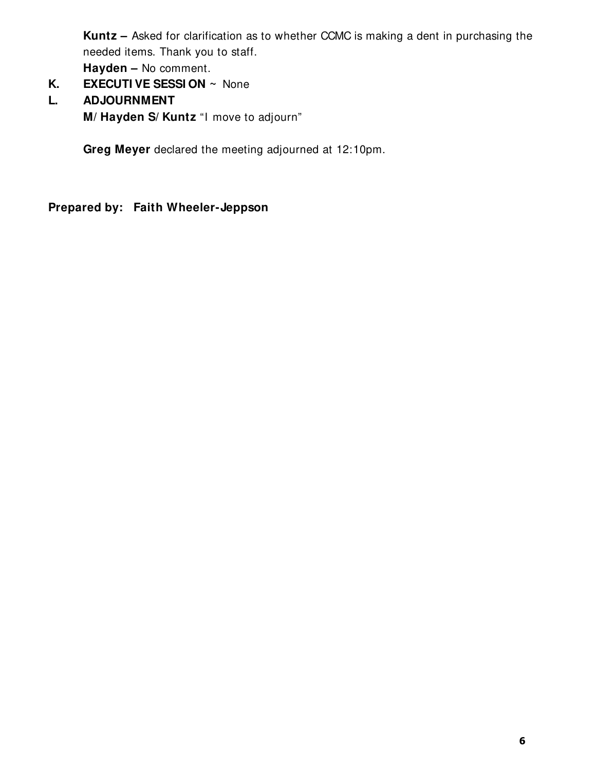**Kuntz –** Asked for clarification as to whether CCMC is making a dent in purchasing the needed items. Thank you to staff.

**Hayden –** No comment.

**K. EXECUTIVE SESSION** ~ None

**L. ADJOURNMENT**

**M/Hayden S/Kuntz** "I move to adjourn"

**Greg Meyer** declared the meeting adjourned at 12:10pm.

**Prepared by: Faith Wheeler-Jeppson**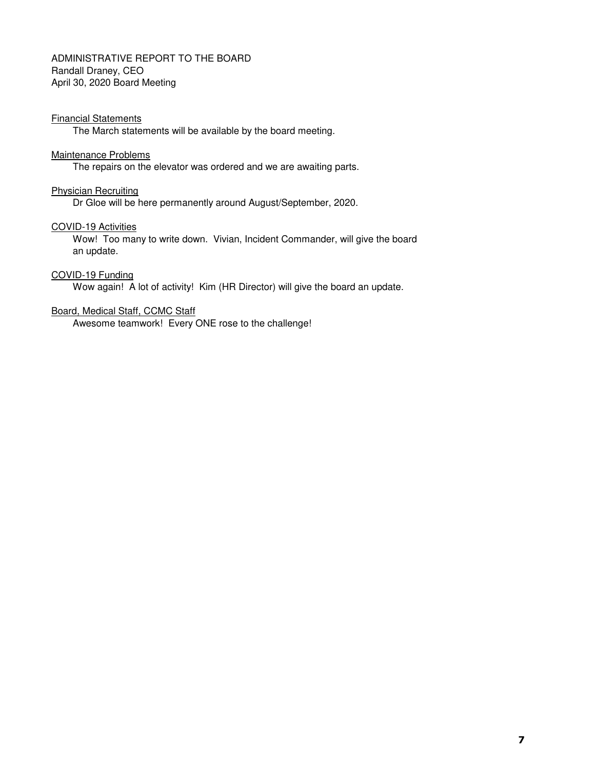ADMINISTRATIVE REPORT TO THE BOARD
Randall Draney, CEO
April 30, 2020 Board Meeting

<u>Financial Statements</u>

The March statements will be available by the board meeting.

<u>Maintenance Problems</u>

The repairs on the elevator was ordered and we are awaiting parts.

<u>Physician Recruiting</u>

Dr Gloe will be here permanently around August/September, 2020.

<u>COVID-19 Activities</u>

Wow! Too many to write down. Vivian, Incident Commander, will give the board an update.

<u>COVID-19 Funding</u>

Wow again! A lot of activity! Kim (HR Director) will give the board an update.

<u>Board, Medical Staff, CCMC Staff</u>

Awesome teamwork! Every ONE rose to the challenge!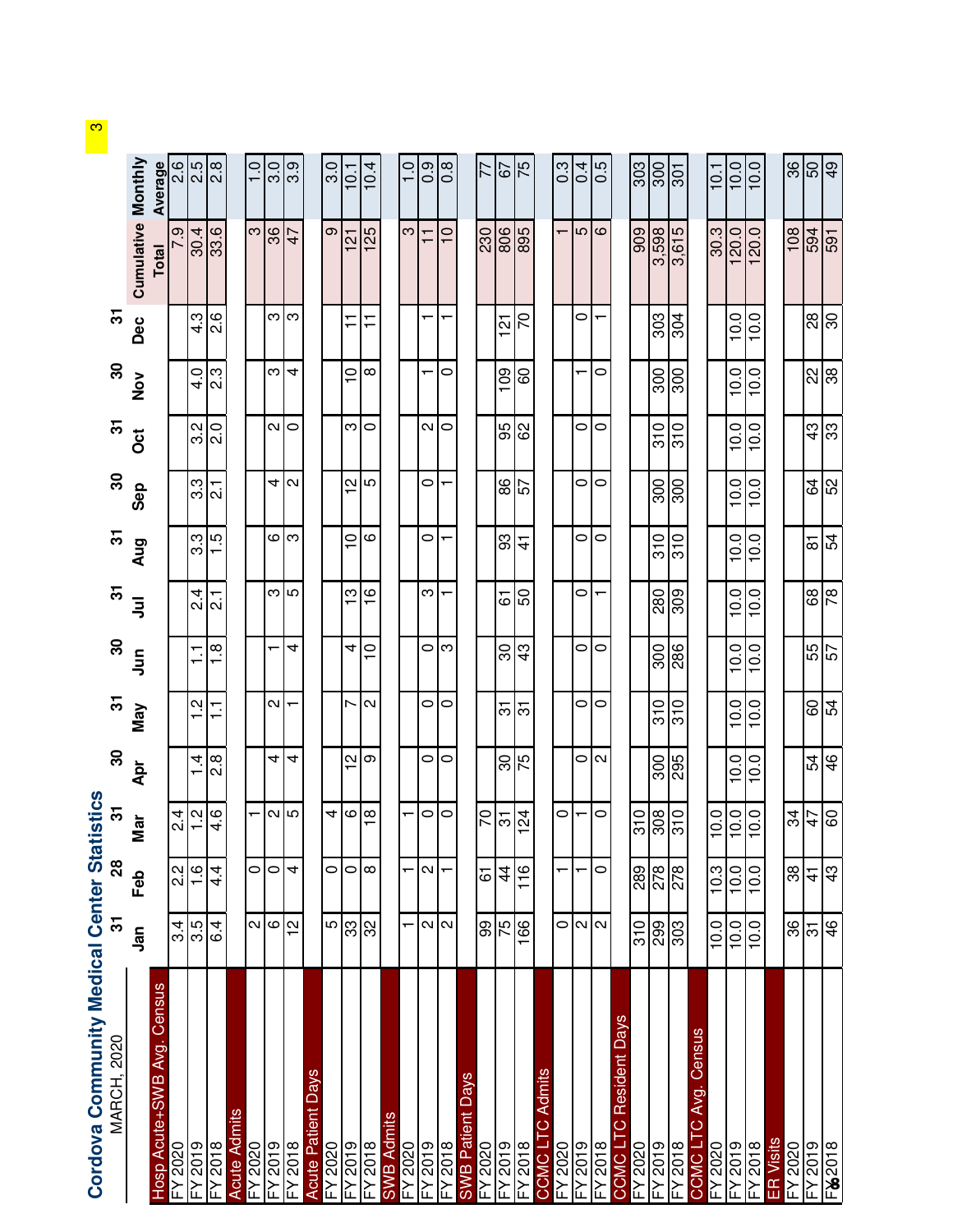# Cordova Community Medical Center Statistics

MARCH, 2020

| | Jan | Feb | Mar | Apr | May | Jun | Jul | Aug | Sep | Oct | Nov | Dec | Cumulative Total | Monthly Average |
|---|---|---|---|---|---|---|---|---|---|---|---|---|---|---|
| | 31 | 28 | 31 | 30 | 31 | 30 | 31 | 31 | 30 | 31 | 30 | 31 | | |
| **Hosp Acute+SWB Avg. Census** | | | | | | | | | | | | | | |
| FY 2020 | 3.4 | 2.2 | 2.4 | | | | | | | | | | 7.9 | 2.6 |
| FY 2019 | 3.5 | 1.6 | 1.2 | 1.4 | 1.2 | 1.1 | 2.4 | 3.3 | 3.3 | 3.2 | 4.0 | 4.3 | 30.4 | 2.5 |
| FY 2018 | 6.4 | 4.4 | 4.6 | 2.8 | 1.1 | 1.8 | 2.1 | 1.5 | 2.1 | 2.0 | 2.3 | 2.6 | 33.6 | 2.8 |
| **Acute Admits** | | | | | | | | | | | | | | |
| FY 2020 | 2 | 0 | 1 | | | | | | | | | | 3 | 1.0 |
| FY 2019 | 6 | 0 | 2 | 4 | 2 | 1 | 3 | 6 | 4 | 2 | 3 | 3 | 36 | 3.0 |
| FY 2018 | 12 | 4 | 5 | 4 | 1 | 4 | 5 | 3 | 2 | 0 | 4 | 3 | 47 | 3.9 |
| **Acute Patient Days** | | | | | | | | | | | | | | |
| FY 2020 | 5 | 0 | 4 | | | | | | | | | | 9 | 3.0 |
| FY 2019 | 33 | 0 | 6 | 12 | 7 | 4 | 13 | 10 | 12 | 3 | 10 | 11 | 121 | 10.1 |
| FY 2018 | 32 | 8 | 18 | 9 | 2 | 10 | 16 | 6 | 5 | 0 | 8 | 11 | 125 | 10.4 |
| **SWB Admits** | | | | | | | | | | | | | | |
| FY 2020 | 1 | 1 | 1 | | | | | | | | | | 3 | 1.0 |
| FY 2019 | 2 | 2 | 0 | 0 | 0 | 0 | 3 | 0 | 0 | 2 | 1 | 1 | 11 | 0.9 |
| FY 2018 | 2 | 1 | 0 | 0 | 0 | 3 | 1 | 1 | 1 | 0 | 0 | 1 | 10 | 0.8 |
| **SWB Patient Days** | | | | | | | | | | | | | | |
| FY 2020 | 99 | 61 | 70 | | | | | | | | | | 230 | 77 |
| FY 2019 | 75 | 44 | 31 | 30 | 31 | 30 | 61 | 93 | 86 | 95 | 109 | 121 | 806 | 67 |
| FY 2018 | 166 | 116 | 124 | 75 | 31 | 43 | 50 | 41 | 57 | 62 | 60 | 70 | 895 | 75 |
| **CCMC LTC Admits** | | | | | | | | | | | | | | |
| FY 2020 | 0 | 1 | 0 | | | | | | | | | | 1 | 0.3 |
| FY 2019 | 2 | 1 | 1 | 0 | 0 | 0 | 0 | 0 | 0 | 0 | 1 | 0 | 5 | 0.4 |
| FY 2018 | 2 | 0 | 0 | 2 | 0 | 0 | 1 | 0 | 0 | 0 | 0 | 1 | 6 | 0.5 |
| **CCMC LTC Resident Days** | | | | | | | | | | | | | | |
| FY 2020 | 310 | 289 | 310 | | | | | | | | | | 909 | 303 |
| FY 2019 | 299 | 278 | 308 | 300 | 310 | 300 | 280 | 310 | 300 | 310 | 300 | 303 | 3,598 | 300 |
| FY 2018 | 303 | 278 | 310 | 295 | 310 | 286 | 309 | 310 | 300 | 310 | 300 | 304 | 3,615 | 301 |
| **CCMC LTC Avg. Census** | | | | | | | | | | | | | | |
| FY 2020 | 10.0 | 10.3 | 10.0 | | | | | | | | | | 30.3 | 10.1 |
| FY 2019 | 10.0 | 10.0 | 10.0 | 10.0 | 10.0 | 10.0 | 10.0 | 10.0 | 10.0 | 10.0 | 10.0 | 10.0 | 120.0 | 10.0 |
| FY 2018 | 10.0 | 10.0 | 10.0 | 10.0 | 10.0 | 10.0 | 10.0 | 10.0 | 10.0 | 10.0 | 10.0 | 10.0 | 120.0 | 10.0 |
| **ER Visits** | | | | | | | | | | | | | | |
| FY 2020 | 36 | 38 | 34 | | | | | | | | | | 108 | 36 |
| FY 2019 | 31 | 41 | 47 | 54 | 60 | 55 | 68 | 81 | 64 | 43 | 22 | 28 | 594 | 50 |
| FY 2018 | 46 | 43 | 60 | 46 | 54 | 57 | 78 | 54 | 52 | 33 | 38 | 30 | 591 | 49 |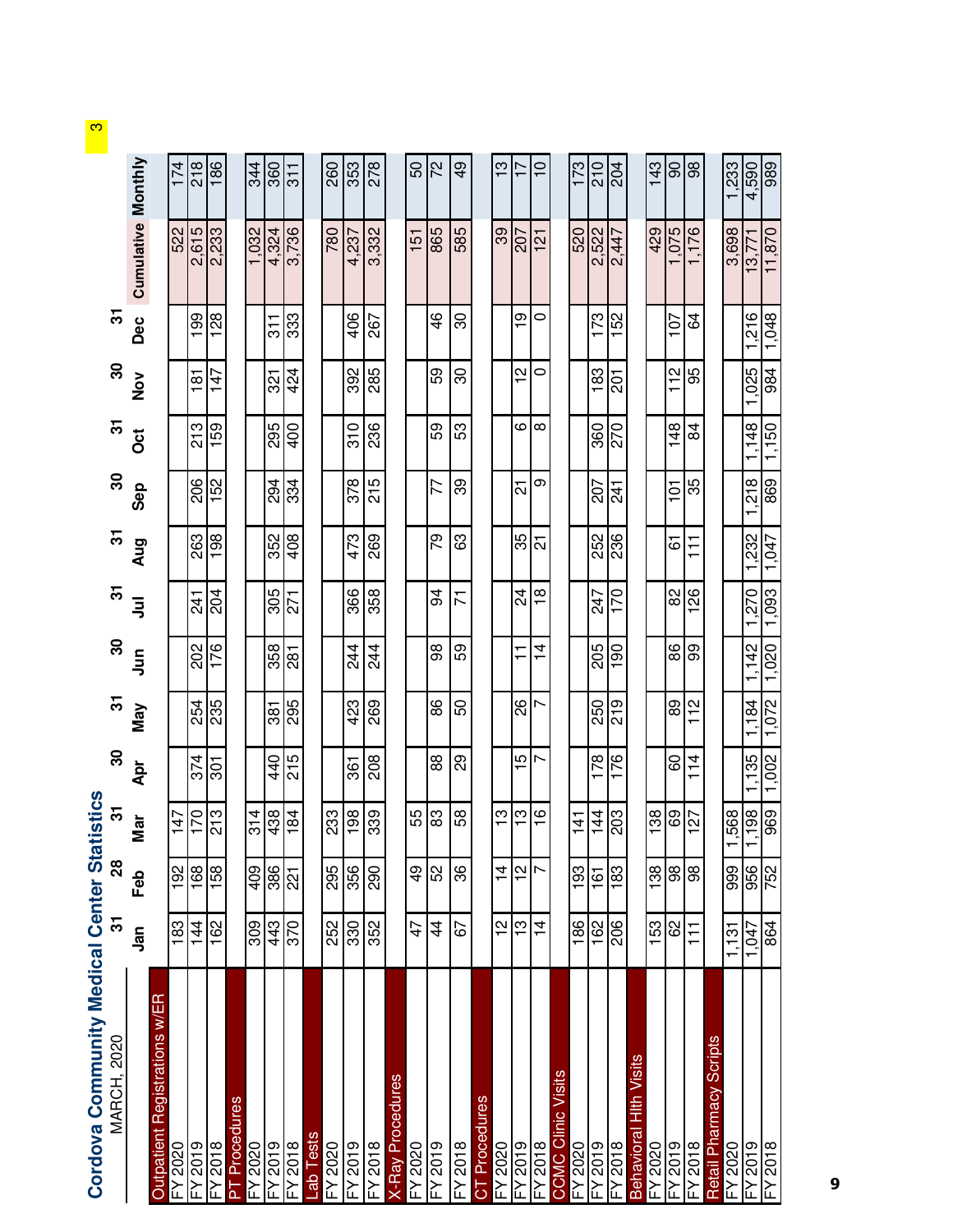# Cordova Community Medical Center Statistics

MARCH, 2020

| | 31 | 28 | 31 | 30 | 31 | 30 | 31 | 31 | 30 | 31 | 30 | 31 | | |
|---|---|---|---|---|---|---|---|---|---|---|---|---|---|---|
| | Jan | Feb | Mar | Apr | May | Jun | Jul | Aug | Sep | Oct | Nov | Dec | Cumulative | Monthly |
| **Outpatient Registrations w/ER** | | | | | | | | | | | | | | |
| FY 2020 | 183 | 192 | 147 | | | | | | | | | | 522 | 174 |
| FY 2019 | 144 | 168 | 170 | 374 | 254 | 202 | 241 | 263 | 206 | 213 | 181 | 199 | 2,615 | 218 |
| FY 2018 | 162 | 158 | 213 | 301 | 235 | 176 | 204 | 198 | 152 | 159 | 147 | 128 | 2,233 | 186 |
| **PT Procedures** | | | | | | | | | | | | | | |
| FY 2020 | 309 | 409 | 314 | | | | | | | | | | 1,032 | 344 |
| FY 2019 | 443 | 386 | 438 | 440 | 381 | 358 | 305 | 352 | 294 | 295 | 321 | 311 | 4,324 | 360 |
| FY 2018 | 370 | 221 | 184 | 215 | 295 | 281 | 271 | 408 | 334 | 400 | 424 | 333 | 3,736 | 311 |
| **Lab Tests** | | | | | | | | | | | | | | |
| FY 2020 | 252 | 295 | 233 | | | | | | | | | | 780 | 260 |
| FY 2019 | 330 | 356 | 198 | 361 | 423 | 244 | 366 | 473 | 378 | 310 | 392 | 406 | 4,237 | 353 |
| FY 2018 | 352 | 290 | 339 | 208 | 269 | 244 | 358 | 269 | 215 | 236 | 285 | 267 | 3,332 | 278 |
| **X-Ray Procedures** | | | | | | | | | | | | | | |
| FY 2020 | 47 | 49 | 55 | | | | | | | | | | 151 | 50 |
| FY 2019 | 44 | 52 | 83 | 88 | 86 | 98 | 94 | 79 | 77 | 59 | 59 | 46 | 865 | 72 |
| FY 2018 | 67 | 36 | 58 | 29 | 50 | 59 | 71 | 63 | 39 | 53 | 30 | 30 | 585 | 49 |
| **CT Procedures** | | | | | | | | | | | | | | |
| FY 2020 | 12 | 14 | 13 | | | | | | | | | | 39 | 13 |
| FY 2019 | 13 | 12 | 13 | 15 | 26 | 11 | 24 | 35 | 21 | 6 | 12 | 19 | 207 | 17 |
| FY 2018 | 14 | 7 | 16 | 7 | 7 | 14 | 18 | 21 | 9 | 8 | 0 | 0 | 121 | 10 |
| **CCMC Clinic Visits** | | | | | | | | | | | | | | |
| FY 2020 | 186 | 193 | 141 | | | | | | | | | | 520 | 173 |
| FY 2019 | 162 | 161 | 144 | 178 | 250 | 205 | 247 | 252 | 207 | 360 | 183 | 173 | 2,522 | 210 |
| FY 2018 | 206 | 183 | 203 | 176 | 219 | 190 | 170 | 236 | 241 | 270 | 201 | 152 | 2,447 | 204 |
| **Behavioral Hlth Visits** | | | | | | | | | | | | | | |
| FY 2020 | 153 | 138 | 138 | | | | | | | | | | 429 | 143 |
| FY 2019 | 62 | 98 | 69 | 60 | 89 | 86 | 82 | 61 | 101 | 148 | 112 | 107 | 1,075 | 90 |
| FY 2018 | 111 | 98 | 127 | 114 | 112 | 99 | 126 | 111 | 35 | 84 | 95 | 64 | 1,176 | 98 |
| **Retail Pharmacy Scripts** | | | | | | | | | | | | | | |
| FY 2020 | 1,131 | 999 | 1,568 | | | | | | | | | | 3,698 | 1,233 |
| FY 2019 | 1,047 | 956 | 1,198 | 1,135 | 1,184 | 1,142 | 1,270 | 1,232 | 1,218 | 1,148 | 1,025 | 1,216 | 13,771 | 4,590 |
| FY 2018 | 864 | 752 | 969 | 1,002 | 1,072 | 1,020 | 1,093 | 1,047 | 869 | 1,150 | 984 | 1,048 | 11,870 | 989 |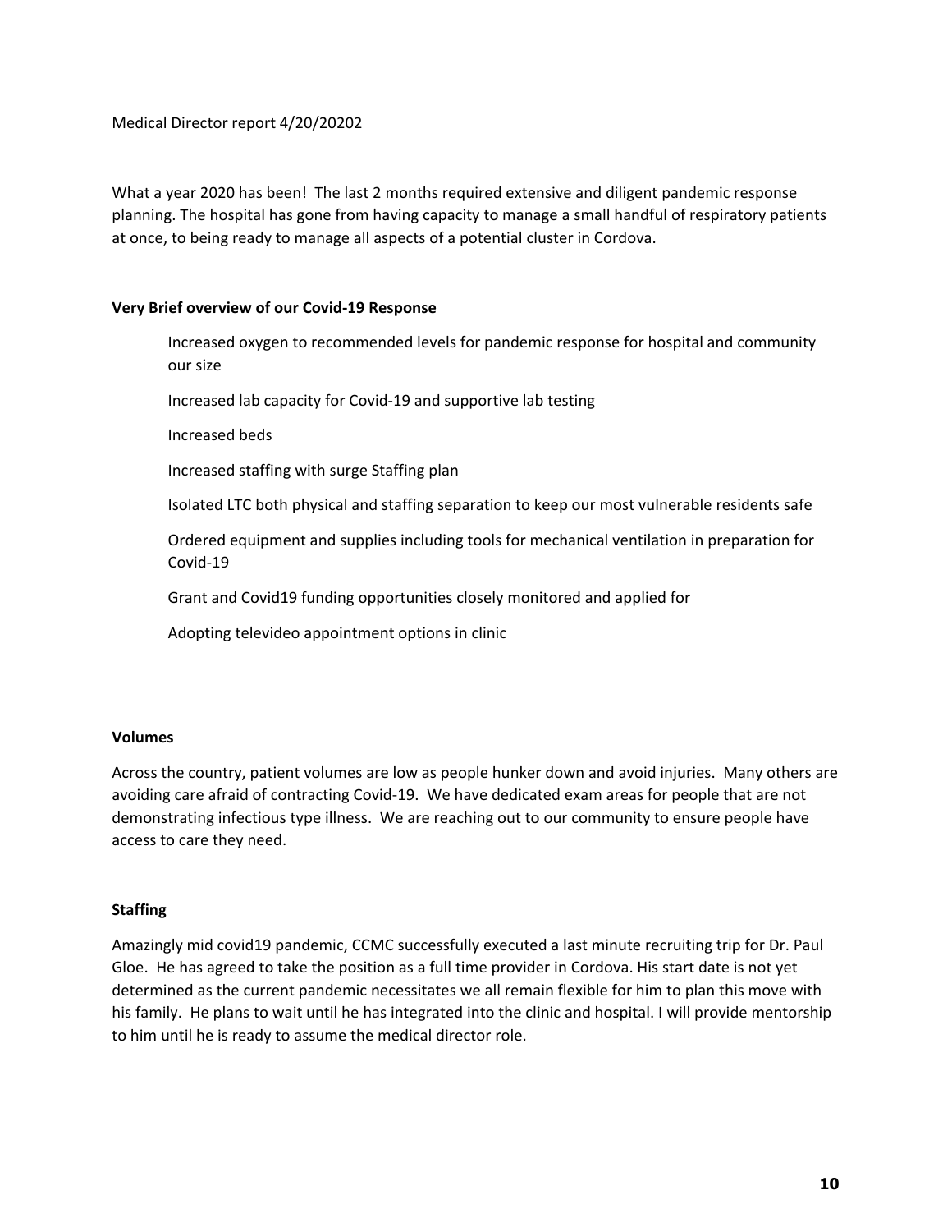Medical Director report 4/20/20202

What a year 2020 has been! The last 2 months required extensive and diligent pandemic response planning. The hospital has gone from having capacity to manage a small handful of respiratory patients at once, to being ready to manage all aspects of a potential cluster in Cordova.

**Very Brief overview of our Covid-19 Response**

Increased oxygen to recommended levels for pandemic response for hospital and community our size

Increased lab capacity for Covid-19 and supportive lab testing

Increased beds

Increased staffing with surge Staffing plan

Isolated LTC both physical and staffing separation to keep our most vulnerable residents safe

Ordered equipment and supplies including tools for mechanical ventilation in preparation for Covid-19

Grant and Covid19 funding opportunities closely monitored and applied for

Adopting televideo appointment options in clinic

**Volumes**

Across the country, patient volumes are low as people hunker down and avoid injuries. Many others are avoiding care afraid of contracting Covid-19. We have dedicated exam areas for people that are not demonstrating infectious type illness. We are reaching out to our community to ensure people have access to care they need.

**Staffing**

Amazingly mid covid19 pandemic, CCMC successfully executed a last minute recruiting trip for Dr. Paul Gloe. He has agreed to take the position as a full time provider in Cordova. His start date is not yet determined as the current pandemic necessitates we all remain flexible for him to plan this move with his family. He plans to wait until he has integrated into the clinic and hospital. I will provide mentorship to him until he is ready to assume the medical director role.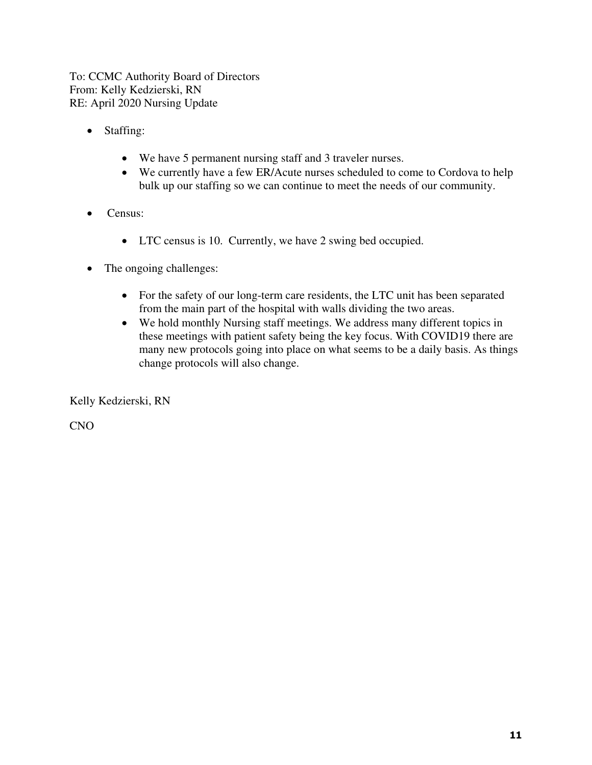To: CCMC Authority Board of Directors
From: Kelly Kedzierski, RN
RE: April 2020 Nursing Update

- Staffing:
    - We have 5 permanent nursing staff and 3 traveler nurses.
    - We currently have a few ER/Acute nurses scheduled to come to Cordova to help bulk up our staffing so we can continue to meet the needs of our community.
- Census:
    - LTC census is 10. Currently, we have 2 swing bed occupied.
- The ongoing challenges:
    - For the safety of our long-term care residents, the LTC unit has been separated from the main part of the hospital with walls dividing the two areas.
    - We hold monthly Nursing staff meetings. We address many different topics in these meetings with patient safety being the key focus. With COVID19 there are many new protocols going into place on what seems to be a daily basis. As things change protocols will also change.

Kelly Kedzierski, RN

CNO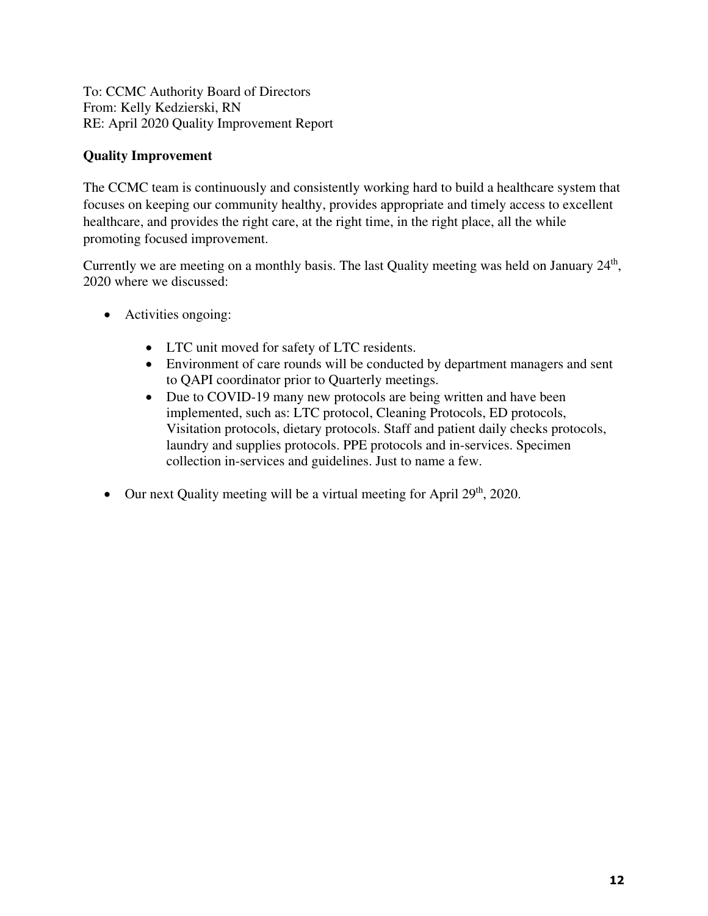To: CCMC Authority Board of Directors
From: Kelly Kedzierski, RN
RE: April 2020 Quality Improvement Report

**Quality Improvement**

The CCMC team is continuously and consistently working hard to build a healthcare system that focuses on keeping our community healthy, provides appropriate and timely access to excellent healthcare, and provides the right care, at the right time, in the right place, all the while promoting focused improvement.

Currently we are meeting on a monthly basis. The last Quality meeting was held on January 24th, 2020 where we discussed:

- Activities ongoing:
  - LTC unit moved for safety of LTC residents.
  - Environment of care rounds will be conducted by department managers and sent to QAPI coordinator prior to Quarterly meetings.
  - Due to COVID-19 many new protocols are being written and have been implemented, such as: LTC protocol, Cleaning Protocols, ED protocols, Visitation protocols, dietary protocols. Staff and patient daily checks protocols, laundry and supplies protocols. PPE protocols and in-services. Specimen collection in-services and guidelines. Just to name a few.
- Our next Quality meeting will be a virtual meeting for April 29th, 2020.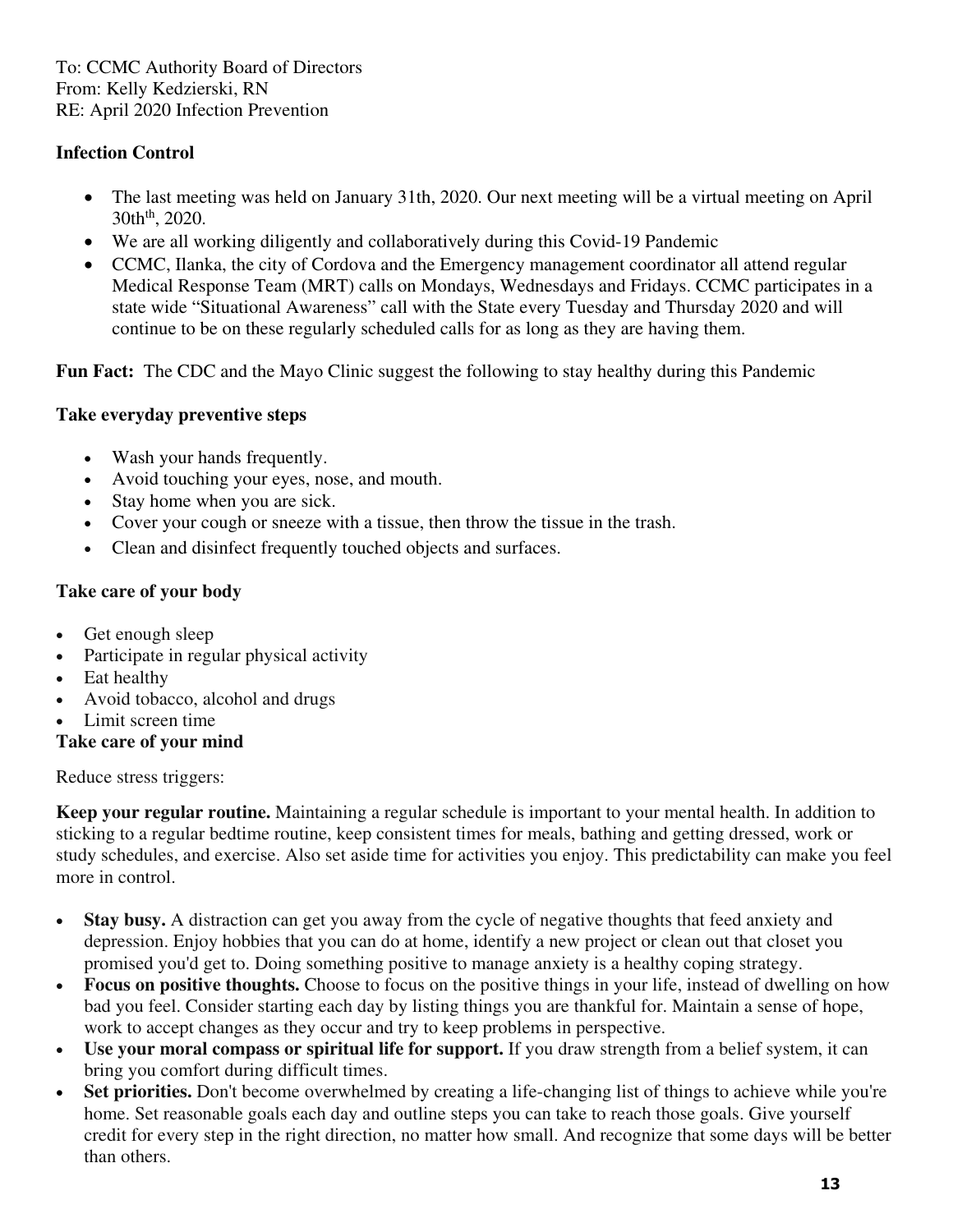To: CCMC Authority Board of Directors
From: Kelly Kedzierski, RN
RE: April 2020 Infection Prevention

**Infection Control**

- The last meeting was held on January 31th, 2020. Our next meeting will be a virtual meeting on April 30th[th], 2020.
- We are all working diligently and collaboratively during this Covid-19 Pandemic
- CCMC, Ilanka, the city of Cordova and the Emergency management coordinator all attend regular Medical Response Team (MRT) calls on Mondays, Wednesdays and Fridays. CCMC participates in a state wide "Situational Awareness" call with the State every Tuesday and Thursday 2020 and will continue to be on these regularly scheduled calls for as long as they are having them.

**Fun Fact:** The CDC and the Mayo Clinic suggest the following to stay healthy during this Pandemic

**Take everyday preventive steps**

- Wash your hands frequently.
- Avoid touching your eyes, nose, and mouth.
- Stay home when you are sick.
- Cover your cough or sneeze with a tissue, then throw the tissue in the trash.
- Clean and disinfect frequently touched objects and surfaces.

**Take care of your body**

- Get enough sleep
- Participate in regular physical activity
- Eat healthy
- Avoid tobacco, alcohol and drugs
- Limit screen time

**Take care of your mind**

Reduce stress triggers:

**Keep your regular routine.** Maintaining a regular schedule is important to your mental health. In addition to sticking to a regular bedtime routine, keep consistent times for meals, bathing and getting dressed, work or study schedules, and exercise. Also set aside time for activities you enjoy. This predictability can make you feel more in control.

- **Stay busy.** A distraction can get you away from the cycle of negative thoughts that feed anxiety and depression. Enjoy hobbies that you can do at home, identify a new project or clean out that closet you promised you'd get to. Doing something positive to manage anxiety is a healthy coping strategy.
- **Focus on positive thoughts.** Choose to focus on the positive things in your life, instead of dwelling on how bad you feel. Consider starting each day by listing things you are thankful for. Maintain a sense of hope, work to accept changes as they occur and try to keep problems in perspective.
- **Use your moral compass or spiritual life for support.** If you draw strength from a belief system, it can bring you comfort during difficult times.
- **Set priorities.** Don't become overwhelmed by creating a life-changing list of things to achieve while you're home. Set reasonable goals each day and outline steps you can take to reach those goals. Give yourself credit for every step in the right direction, no matter how small. And recognize that some days will be better than others.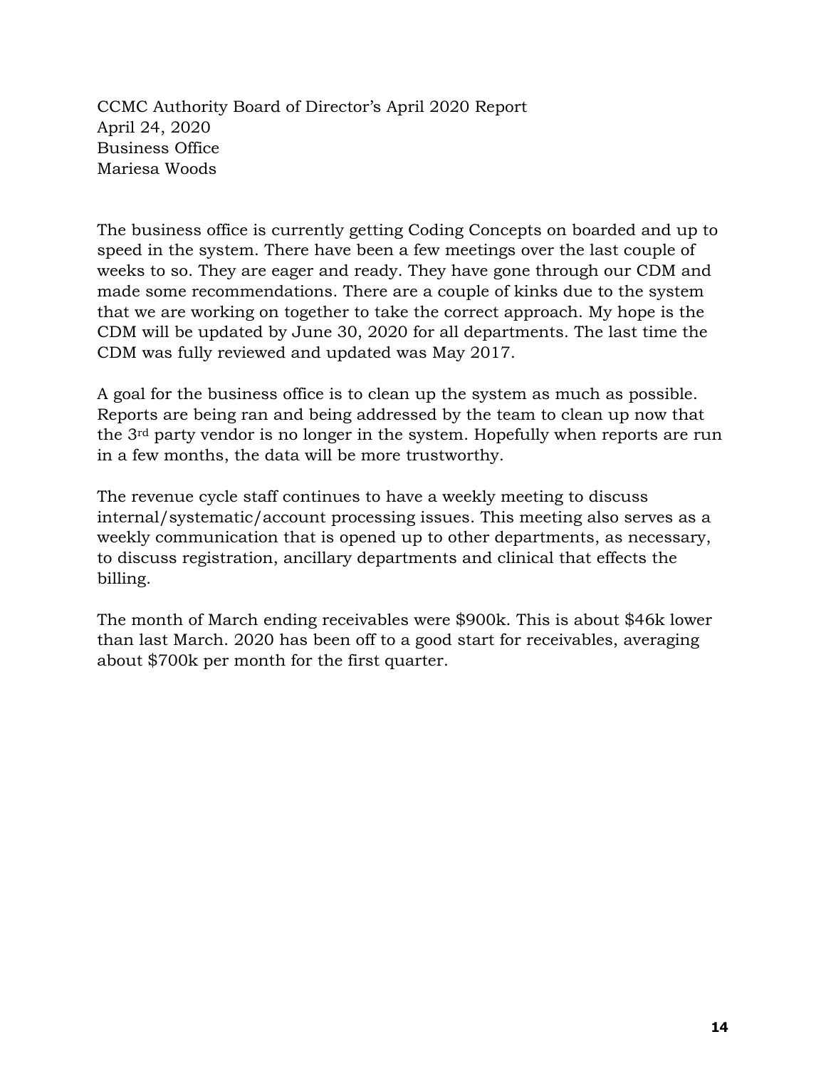CCMC Authority Board of Director's April 2020 Report
April 24, 2020
Business Office
Mariesa Woods

The business office is currently getting Coding Concepts on boarded and up to speed in the system. There have been a few meetings over the last couple of weeks to so. They are eager and ready. They have gone through our CDM and made some recommendations. There are a couple of kinks due to the system that we are working on together to take the correct approach. My hope is the CDM will be updated by June 30, 2020 for all departments. The last time the CDM was fully reviewed and updated was May 2017.

A goal for the business office is to clean up the system as much as possible. Reports are being ran and being addressed by the team to clean up now that the 3rd party vendor is no longer in the system. Hopefully when reports are run in a few months, the data will be more trustworthy.

The revenue cycle staff continues to have a weekly meeting to discuss internal/systematic/account processing issues. This meeting also serves as a weekly communication that is opened up to other departments, as necessary, to discuss registration, ancillary departments and clinical that effects the billing.

The month of March ending receivables were $900k. This is about $46k lower than last March. 2020 has been off to a good start for receivables, averaging about $700k per month for the first quarter.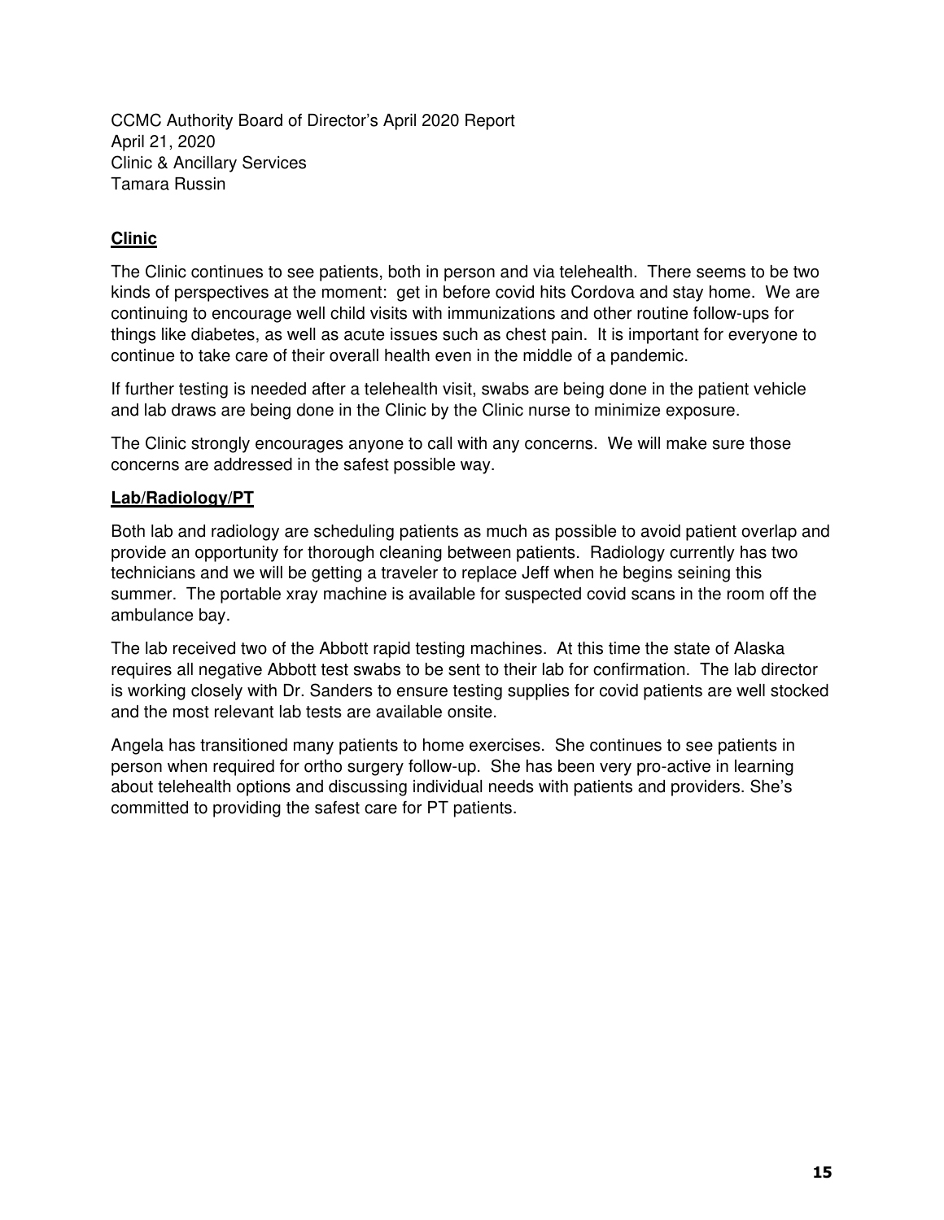CCMC Authority Board of Director's April 2020 Report
April 21, 2020
Clinic & Ancillary Services
Tamara Russin

## Clinic

The Clinic continues to see patients, both in person and via telehealth. There seems to be two kinds of perspectives at the moment: get in before covid hits Cordova and stay home. We are continuing to encourage well child visits with immunizations and other routine follow-ups for things like diabetes, as well as acute issues such as chest pain. It is important for everyone to continue to take care of their overall health even in the middle of a pandemic.

If further testing is needed after a telehealth visit, swabs are being done in the patient vehicle and lab draws are being done in the Clinic by the Clinic nurse to minimize exposure.

The Clinic strongly encourages anyone to call with any concerns. We will make sure those concerns are addressed in the safest possible way.

## Lab/Radiology/PT

Both lab and radiology are scheduling patients as much as possible to avoid patient overlap and provide an opportunity for thorough cleaning between patients. Radiology currently has two technicians and we will be getting a traveler to replace Jeff when he begins seining this summer. The portable xray machine is available for suspected covid scans in the room off the ambulance bay.

The lab received two of the Abbott rapid testing machines. At this time the state of Alaska requires all negative Abbott test swabs to be sent to their lab for confirmation. The lab director is working closely with Dr. Sanders to ensure testing supplies for covid patients are well stocked and the most relevant lab tests are available onsite.

Angela has transitioned many patients to home exercises. She continues to see patients in person when required for ortho surgery follow-up. She has been very pro-active in learning about telehealth options and discussing individual needs with patients and providers. She's committed to providing the safest care for PT patients.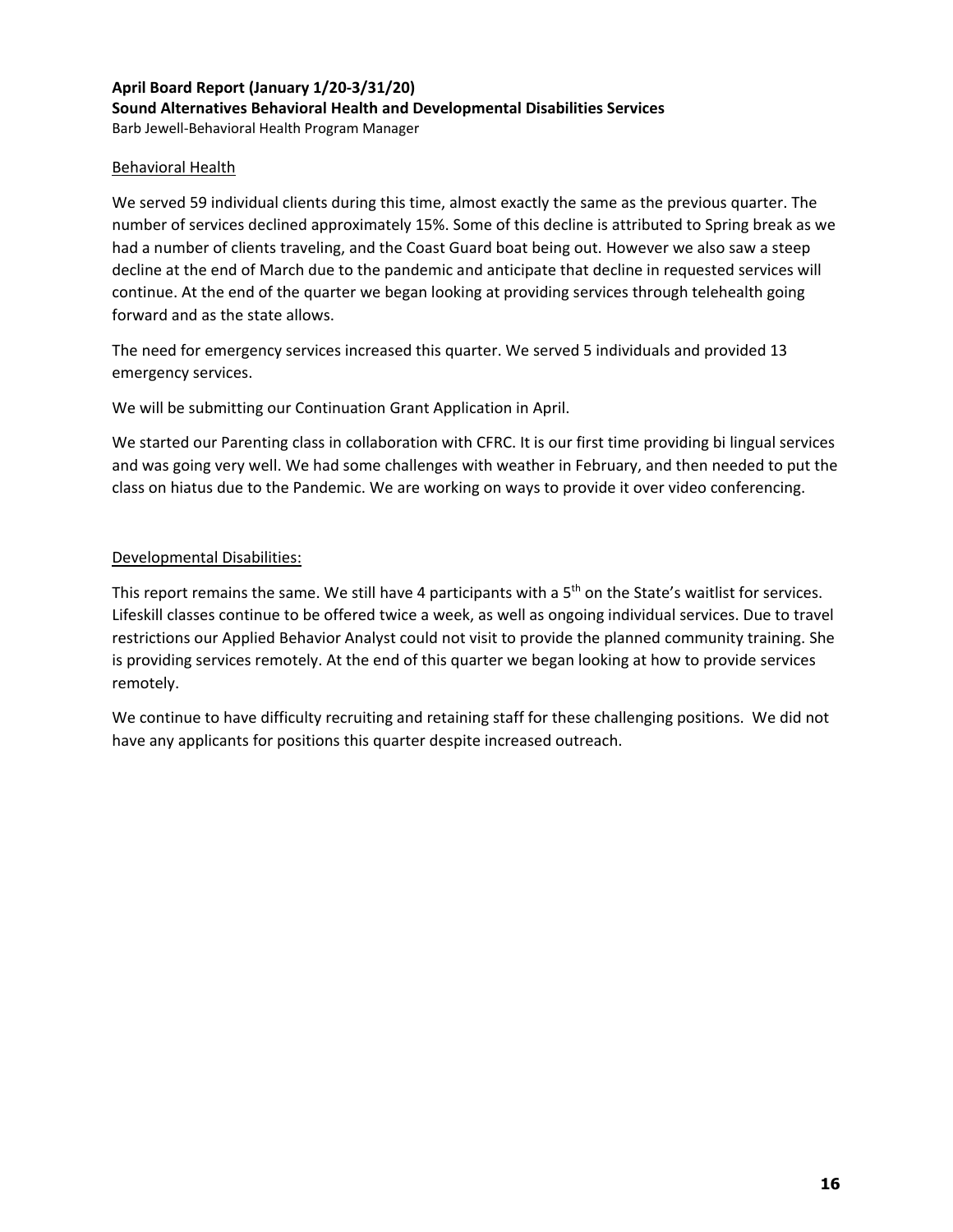**April Board Report (January 1/20-3/31/20)**

**Sound Alternatives Behavioral Health and Developmental Disabilities Services**

Barb Jewell-Behavioral Health Program Manager

<u>Behavioral Health</u>

We served 59 individual clients during this time, almost exactly the same as the previous quarter. The number of services declined approximately 15%. Some of this decline is attributed to Spring break as we had a number of clients traveling, and the Coast Guard boat being out. However we also saw a steep decline at the end of March due to the pandemic and anticipate that decline in requested services will continue. At the end of the quarter we began looking at providing services through telehealth going forward and as the state allows.

The need for emergency services increased this quarter. We served 5 individuals and provided 13 emergency services.

We will be submitting our Continuation Grant Application in April.

We started our Parenting class in collaboration with CFRC. It is our first time providing bi lingual services and was going very well. We had some challenges with weather in February, and then needed to put the class on hiatus due to the Pandemic. We are working on ways to provide it over video conferencing.

<u>Developmental Disabilities:</u>

This report remains the same. We still have 4 participants with a 5th on the State's waitlist for services. Lifeskill classes continue to be offered twice a week, as well as ongoing individual services. Due to travel restrictions our Applied Behavior Analyst could not visit to provide the planned community training. She is providing services remotely. At the end of this quarter we began looking at how to provide services remotely.

We continue to have difficulty recruiting and retaining staff for these challenging positions. We did not have any applicants for positions this quarter despite increased outreach.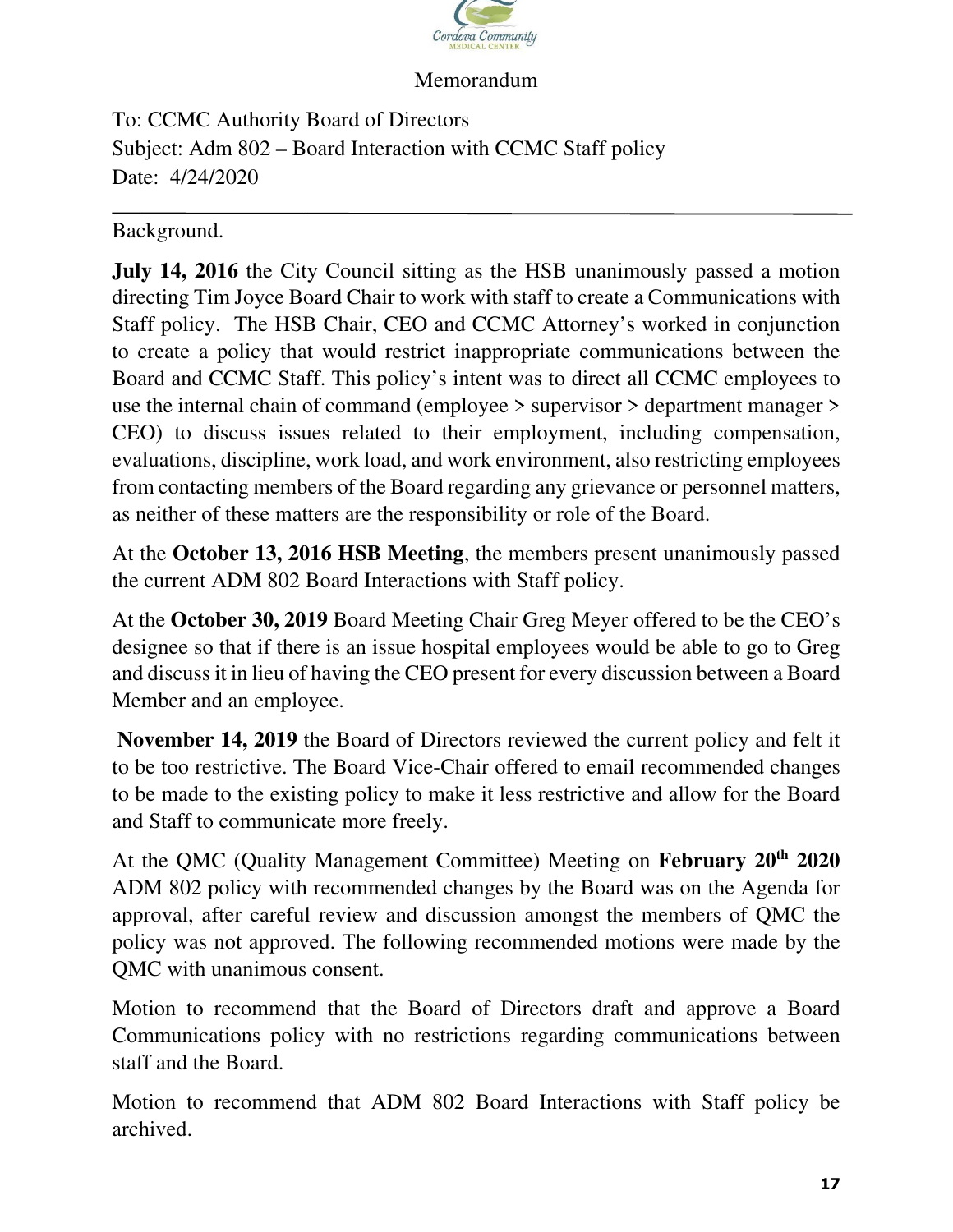Memorandum

To: CCMC Authority Board of Directors
Subject: Adm 802 – Board Interaction with CCMC Staff policy
Date: 4/24/2020

---

Background.

**July 14, 2016** the City Council sitting as the HSB unanimously passed a motion directing Tim Joyce Board Chair to work with staff to create a Communications with Staff policy. The HSB Chair, CEO and CCMC Attorney's worked in conjunction to create a policy that would restrict inappropriate communications between the Board and CCMC Staff. This policy's intent was to direct all CCMC employees to use the internal chain of command (employee > supervisor > department manager > CEO) to discuss issues related to their employment, including compensation, evaluations, discipline, work load, and work environment, also restricting employees from contacting members of the Board regarding any grievance or personnel matters, as neither of these matters are the responsibility or role of the Board.

At the **October 13, 2016 HSB Meeting**, the members present unanimously passed the current ADM 802 Board Interactions with Staff policy.

At the **October 30, 2019** Board Meeting Chair Greg Meyer offered to be the CEO's designee so that if there is an issue hospital employees would be able to go to Greg and discuss it in lieu of having the CEO present for every discussion between a Board Member and an employee.

**November 14, 2019** the Board of Directors reviewed the current policy and felt it to be too restrictive. The Board Vice-Chair offered to email recommended changes to be made to the existing policy to make it less restrictive and allow for the Board and Staff to communicate more freely.

At the QMC (Quality Management Committee) Meeting on **February 20th 2020** ADM 802 policy with recommended changes by the Board was on the Agenda for approval, after careful review and discussion amongst the members of QMC the policy was not approved. The following recommended motions were made by the QMC with unanimous consent.

Motion to recommend that the Board of Directors draft and approve a Board Communications policy with no restrictions regarding communications between staff and the Board.

Motion to recommend that ADM 802 Board Interactions with Staff policy be archived.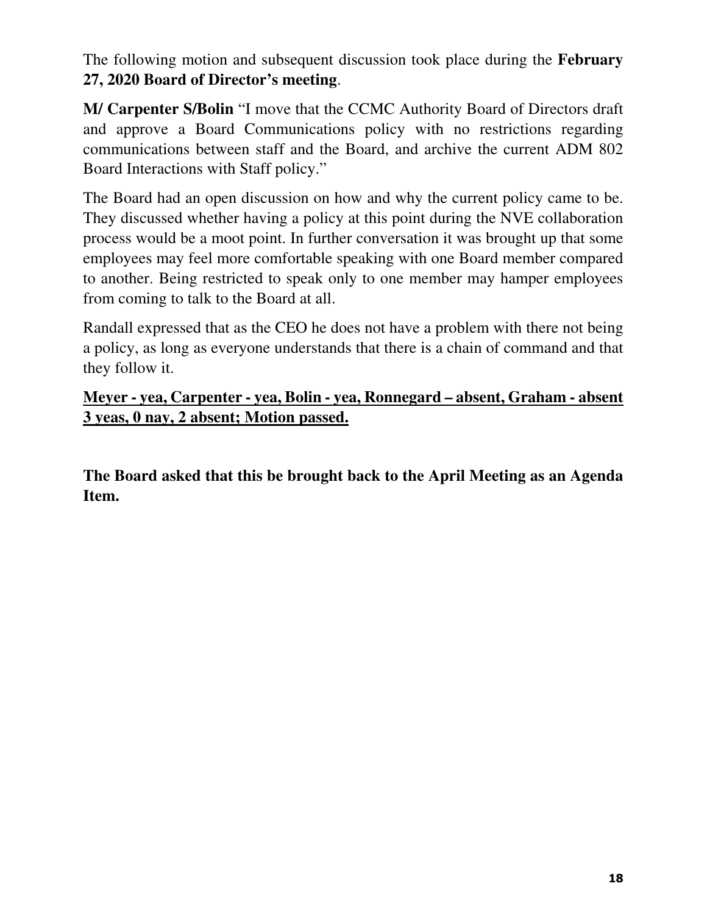The following motion and subsequent discussion took place during the **February 27, 2020 Board of Director's meeting**.

**M/ Carpenter S/Bolin** "I move that the CCMC Authority Board of Directors draft and approve a Board Communications policy with no restrictions regarding communications between staff and the Board, and archive the current ADM 802 Board Interactions with Staff policy."

The Board had an open discussion on how and why the current policy came to be. They discussed whether having a policy at this point during the NVE collaboration process would be a moot point. In further conversation it was brought up that some employees may feel more comfortable speaking with one Board member compared to another. Being restricted to speak only to one member may hamper employees from coming to talk to the Board at all.

Randall expressed that as the CEO he does not have a problem with there not being a policy, as long as everyone understands that there is a chain of command and that they follow it.

**<u>Meyer - yea, Carpenter - yea, Bolin - yea, Ronnegard – absent, Graham - absent 3 yeas, 0 nay, 2 absent; Motion passed.</u>**

**The Board asked that this be brought back to the April Meeting as an Agenda Item.**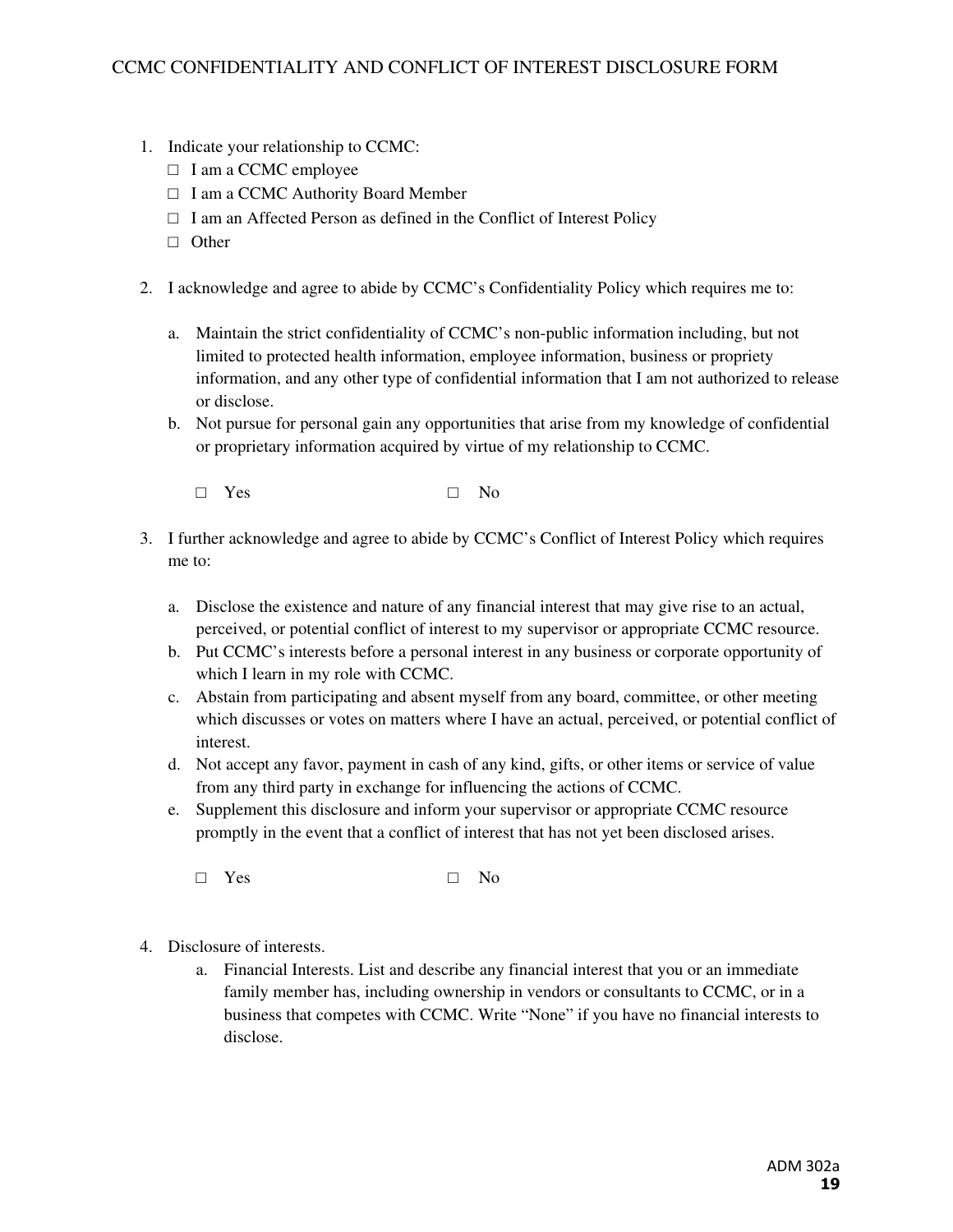# CCMC CONFIDENTIALITY AND CONFLICT OF INTEREST DISCLOSURE FORM

1. Indicate your relationship to CCMC:
   - ☐ I am a CCMC employee
   - ☐ I am a CCMC Authority Board Member
   - ☐ I am an Affected Person as defined in the Conflict of Interest Policy
   - ☐ Other

2. I acknowledge and agree to abide by CCMC's Confidentiality Policy which requires me to:

   a. Maintain the strict confidentiality of CCMC's non-public information including, but not limited to protected health information, employee information, business or propriety information, and any other type of confidential information that I am not authorized to release or disclose.

   b. Not pursue for personal gain any opportunities that arise from my knowledge of confidential or proprietary information acquired by virtue of my relationship to CCMC.

   ☐ Yes ☐ No

3. I further acknowledge and agree to abide by CCMC's Conflict of Interest Policy which requires me to:

   a. Disclose the existence and nature of any financial interest that may give rise to an actual, perceived, or potential conflict of interest to my supervisor or appropriate CCMC resource.

   b. Put CCMC's interests before a personal interest in any business or corporate opportunity of which I learn in my role with CCMC.

   c. Abstain from participating and absent myself from any board, committee, or other meeting which discusses or votes on matters where I have an actual, perceived, or potential conflict of interest.

   d. Not accept any favor, payment in cash of any kind, gifts, or other items or service of value from any third party in exchange for influencing the actions of CCMC.

   e. Supplement this disclosure and inform your supervisor or appropriate CCMC resource promptly in the event that a conflict of interest that has not yet been disclosed arises.

   ☐ Yes ☐ No

4. Disclosure of interests.

   a. Financial Interests. List and describe any financial interest that you or an immediate family member has, including ownership in vendors or consultants to CCMC, or in a business that competes with CCMC. Write "None" if you have no financial interests to disclose.

ADM 302a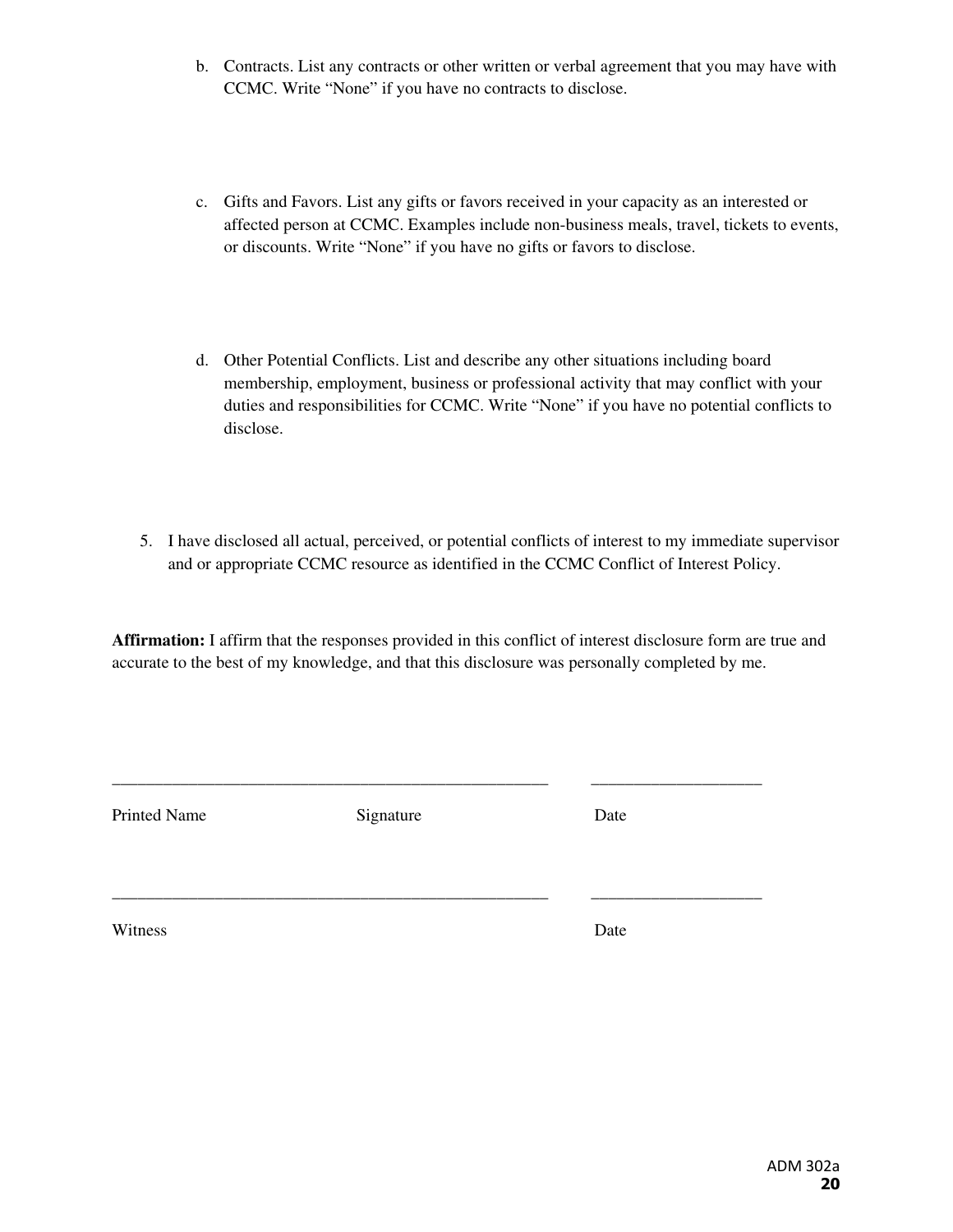b. Contracts. List any contracts or other written or verbal agreement that you may have with CCMC. Write “None” if you have no contracts to disclose.

c. Gifts and Favors. List any gifts or favors received in your capacity as an interested or affected person at CCMC. Examples include non-business meals, travel, tickets to events, or discounts. Write “None” if you have no gifts or favors to disclose.

d. Other Potential Conflicts. List and describe any other situations including board membership, employment, business or professional activity that may conflict with your duties and responsibilities for CCMC. Write “None” if you have no potential conflicts to disclose.

5. I have disclosed all actual, perceived, or potential conflicts of interest to my immediate supervisor and or appropriate CCMC resource as identified in the CCMC Conflict of Interest Policy.

**Affirmation:** I affirm that the responses provided in this conflict of interest disclosure form are true and accurate to the best of my knowledge, and that this disclosure was personally completed by me.

\_\_\_\_\_\_\_\_\_\_\_\_\_\_\_\_\_\_\_\_\_\_\_\_\_\_\_\_\_\_\_\_\_\_\_\_\_\_\_\_\_\_\_\_\_\_\_\_\_\_\_\_ \_\_\_\_\_\_\_\_\_\_\_\_\_\_\_\_\_\_\_\_

Printed Name Signature Date

\_\_\_\_\_\_\_\_\_\_\_\_\_\_\_\_\_\_\_\_\_\_\_\_\_\_\_\_\_\_\_\_\_\_\_\_\_\_\_\_\_\_\_\_\_\_\_\_\_\_\_\_ \_\_\_\_\_\_\_\_\_\_\_\_\_\_\_\_\_\_\_\_

Witness Date

ADM 302a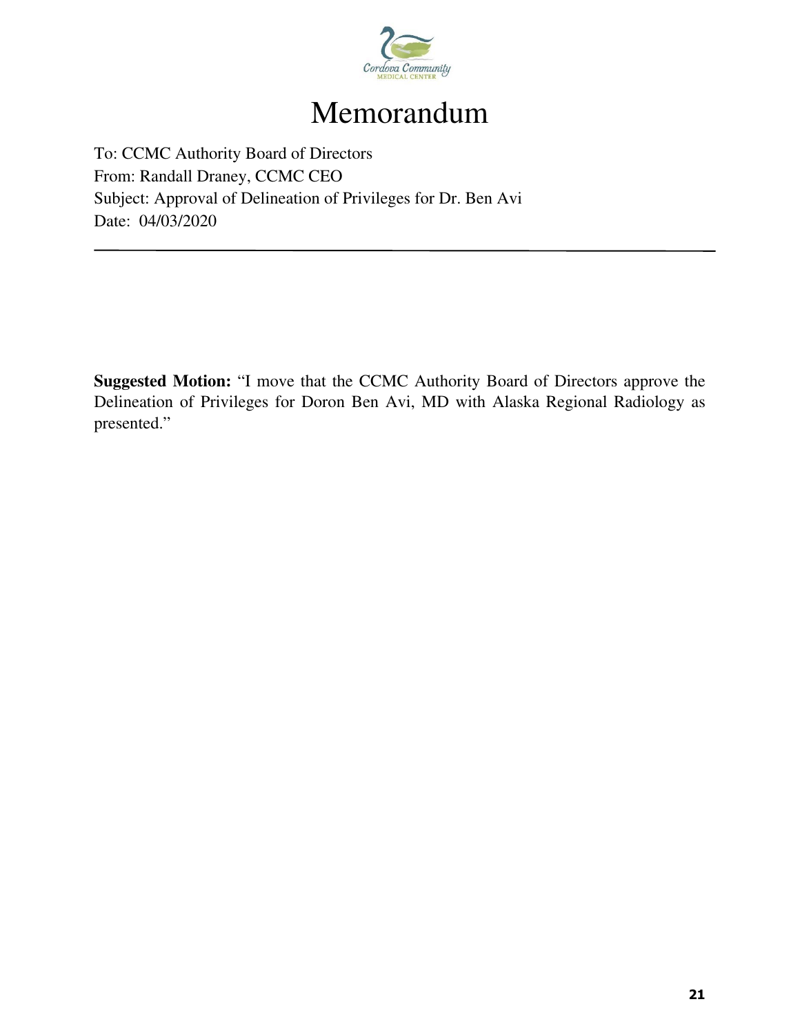# Memorandum

To: CCMC Authority Board of Directors
From: Randall Draney, CCMC CEO
Subject: Approval of Delineation of Privileges for Dr. Ben Avi
Date: 04/03/2020

---

**Suggested Motion:** "I move that the CCMC Authority Board of Directors approve the Delineation of Privileges for Doron Ben Avi, MD with Alaska Regional Radiology as presented."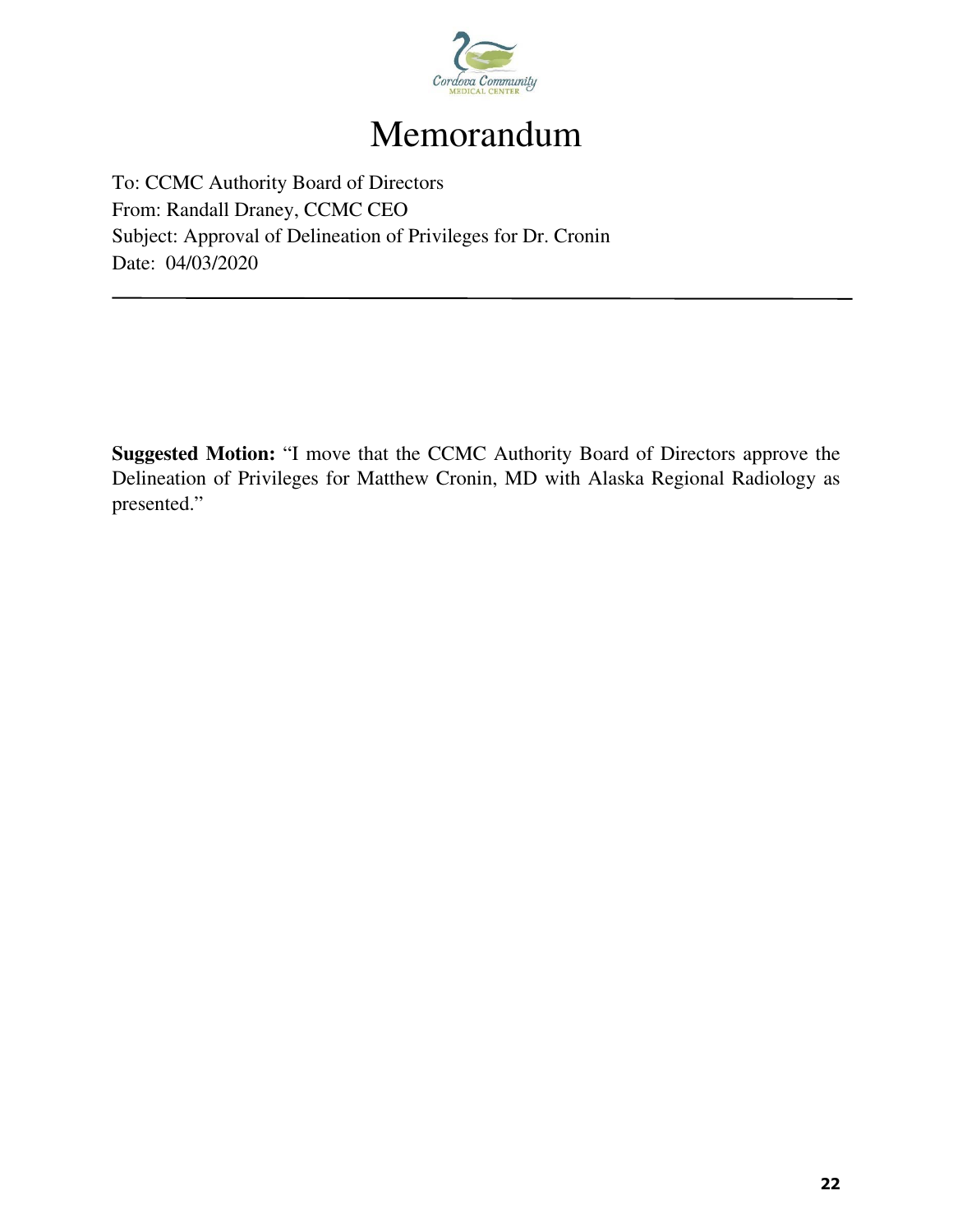# Memorandum

To: CCMC Authority Board of Directors
From: Randall Draney, CCMC CEO
Subject: Approval of Delineation of Privileges for Dr. Cronin
Date: 04/03/2020

---

**Suggested Motion:** "I move that the CCMC Authority Board of Directors approve the Delineation of Privileges for Matthew Cronin, MD with Alaska Regional Radiology as presented."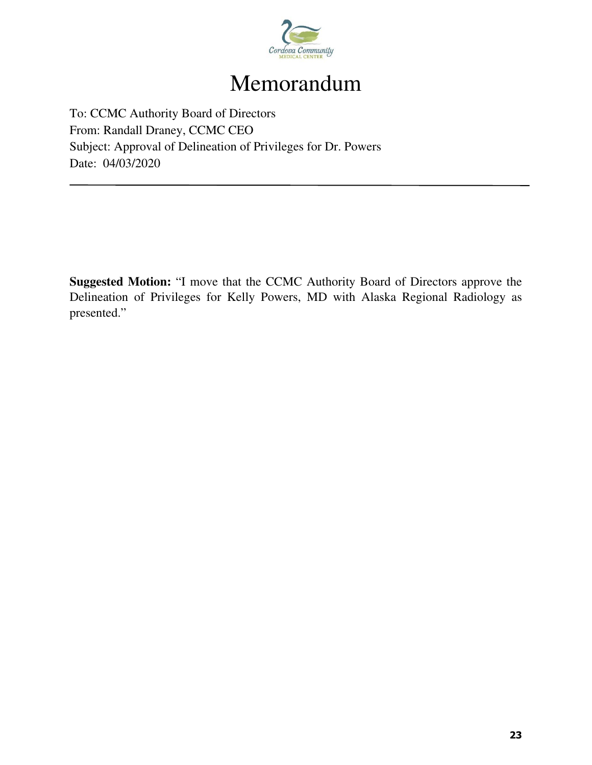# Memorandum

To: CCMC Authority Board of Directors
From: Randall Draney, CCMC CEO
Subject: Approval of Delineation of Privileges for Dr. Powers
Date: 04/03/2020

---

**Suggested Motion:** "I move that the CCMC Authority Board of Directors approve the Delineation of Privileges for Kelly Powers, MD with Alaska Regional Radiology as presented."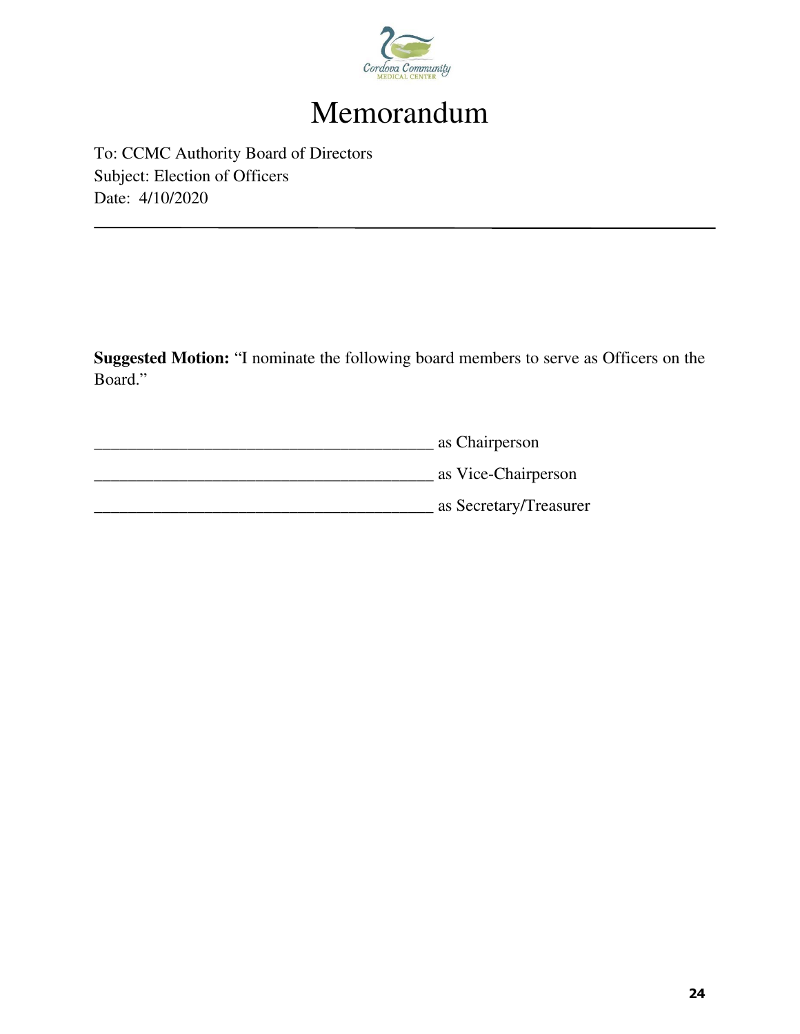# Memorandum

To: CCMC Authority Board of Directors
Subject: Election of Officers
Date: 4/10/2020

---

**Suggested Motion:** "I nominate the following board members to serve as Officers on the Board."

________________________________________ as Chairperson

________________________________________ as Vice-Chairperson

________________________________________ as Secretary/Treasurer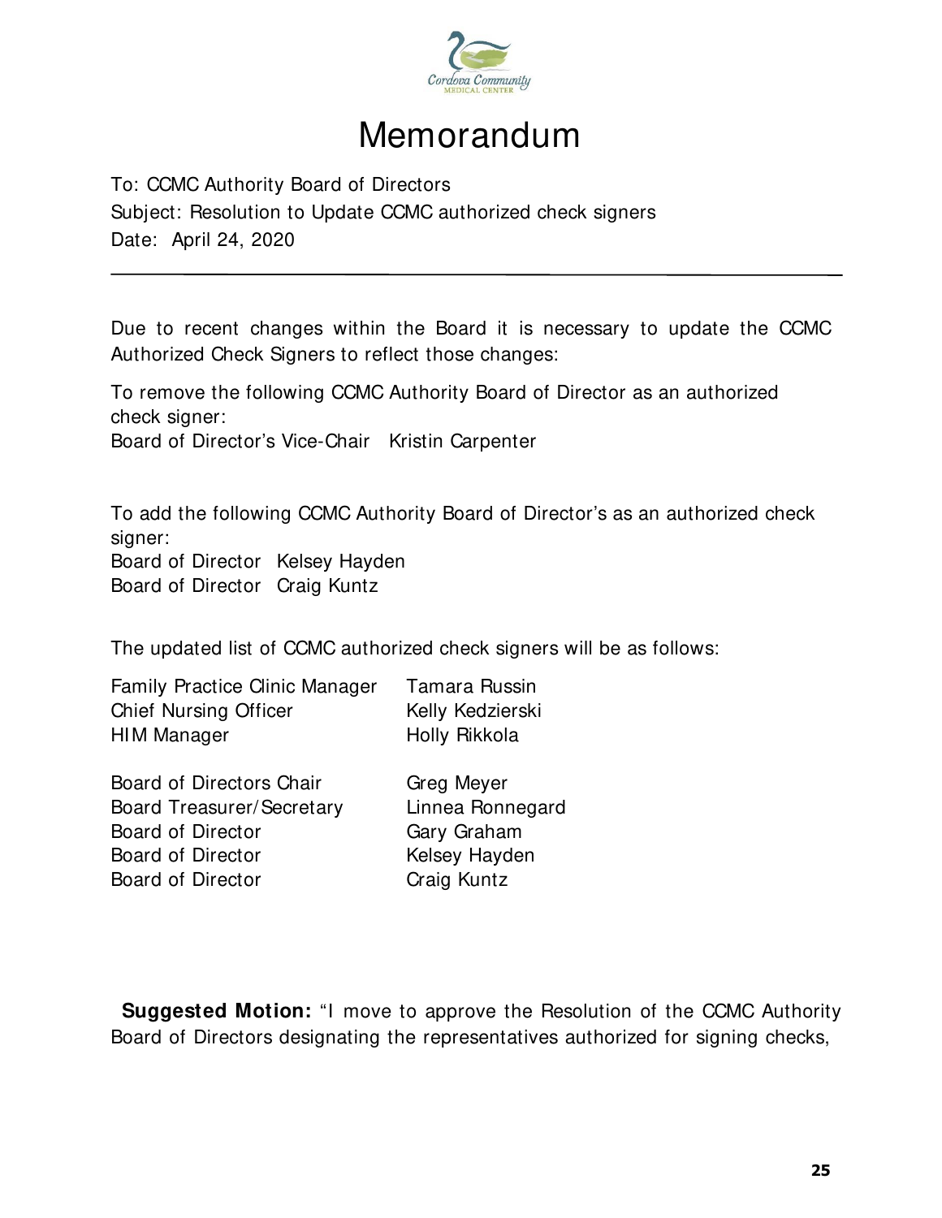# Memorandum

To: CCMC Authority Board of Directors
Subject: Resolution to Update CCMC authorized check signers
Date: April 24, 2020

---

Due to recent changes within the Board it is necessary to update the CCMC Authorized Check Signers to reflect those changes:

To remove the following CCMC Authority Board of Director as an authorized check signer:
Board of Director's Vice-Chair Kristin Carpenter

To add the following CCMC Authority Board of Director's as an authorized check signer:
Board of Director Kelsey Hayden
Board of Director Craig Kuntz

The updated list of CCMC authorized check signers will be as follows:

| | |
|---|---|
| Family Practice Clinic Manager | Tamara Russin |
| Chief Nursing Officer | Kelly Kedzierski |
| HIM Manager | Holly Rikkola |
| | |
| Board of Directors Chair | Greg Meyer |
| Board Treasurer/Secretary | Linnea Ronnegard |
| Board of Director | Gary Graham |
| Board of Director | Kelsey Hayden |
| Board of Director | Craig Kuntz |

**Suggested Motion:** "I move to approve the Resolution of the CCMC Authority Board of Directors designating the representatives authorized for signing checks,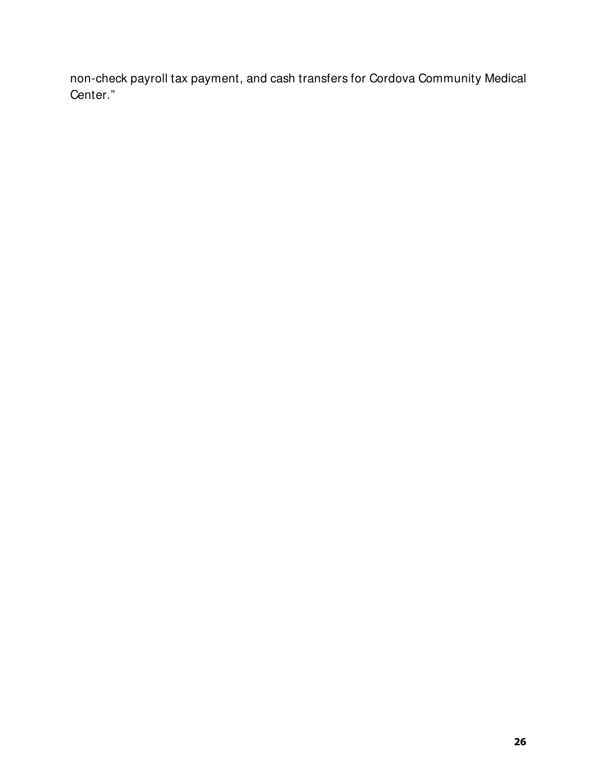non-check payroll tax payment, and cash transfers for Cordova Community Medical Center."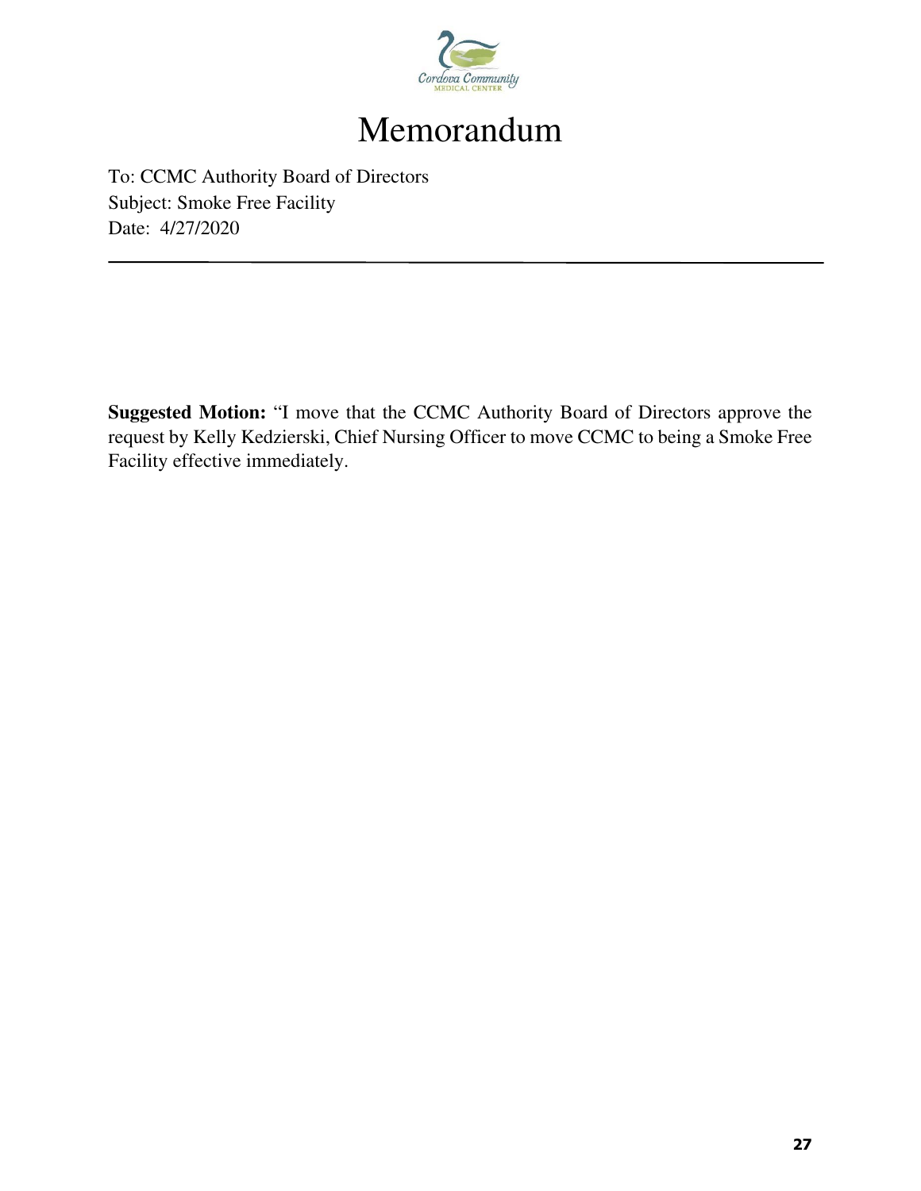# Memorandum

To: CCMC Authority Board of Directors
Subject: Smoke Free Facility
Date: 4/27/2020

---

**Suggested Motion:** "I move that the CCMC Authority Board of Directors approve the request by Kelly Kedzierski, Chief Nursing Officer to move CCMC to being a Smoke Free Facility effective immediately.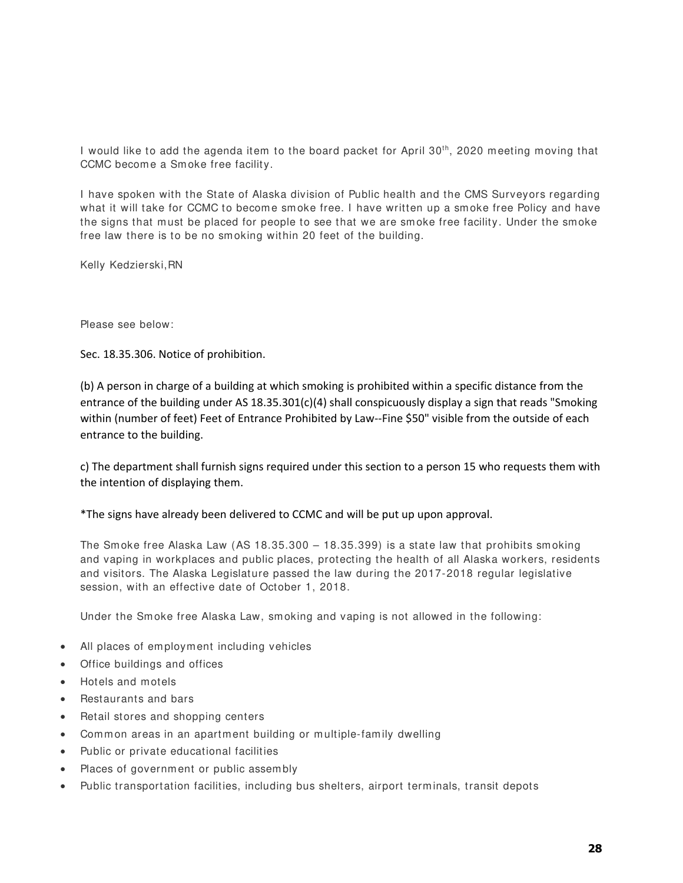I would like to add the agenda item to the board packet for April 30th, 2020 meeting moving that CCMC become a Smoke free facility.

I have spoken with the State of Alaska division of Public health and the CMS Surveyors regarding what it will take for CCMC to become smoke free. I have written up a smoke free Policy and have the signs that must be placed for people to see that we are smoke free facility. Under the smoke free law there is to be no smoking within 20 feet of the building.

Kelly Kedzierski,RN

Please see below:

Sec. 18.35.306. Notice of prohibition.

(b) A person in charge of a building at which smoking is prohibited within a specific distance from the entrance of the building under AS 18.35.301(c)(4) shall conspicuously display a sign that reads "Smoking within (number of feet) Feet of Entrance Prohibited by Law--Fine $50" visible from the outside of each entrance to the building.

c) The department shall furnish signs required under this section to a person 15 who requests them with the intention of displaying them.

*The signs have already been delivered to CCMC and will be put up upon approval.

The Smoke free Alaska Law (AS 18.35.300 – 18.35.399) is a state law that prohibits smoking and vaping in workplaces and public places, protecting the health of all Alaska workers, residents and visitors. The Alaska Legislature passed the law during the 2017-2018 regular legislative session, with an effective date of October 1, 2018.

Under the Smoke free Alaska Law, smoking and vaping is not allowed in the following:

- All places of employment including vehicles
- Office buildings and offices
- Hotels and motels
- Restaurants and bars
- Retail stores and shopping centers
- Common areas in an apartment building or multiple-family dwelling
- Public or private educational facilities
- Places of government or public assembly
- Public transportation facilities, including bus shelters, airport terminals, transit depots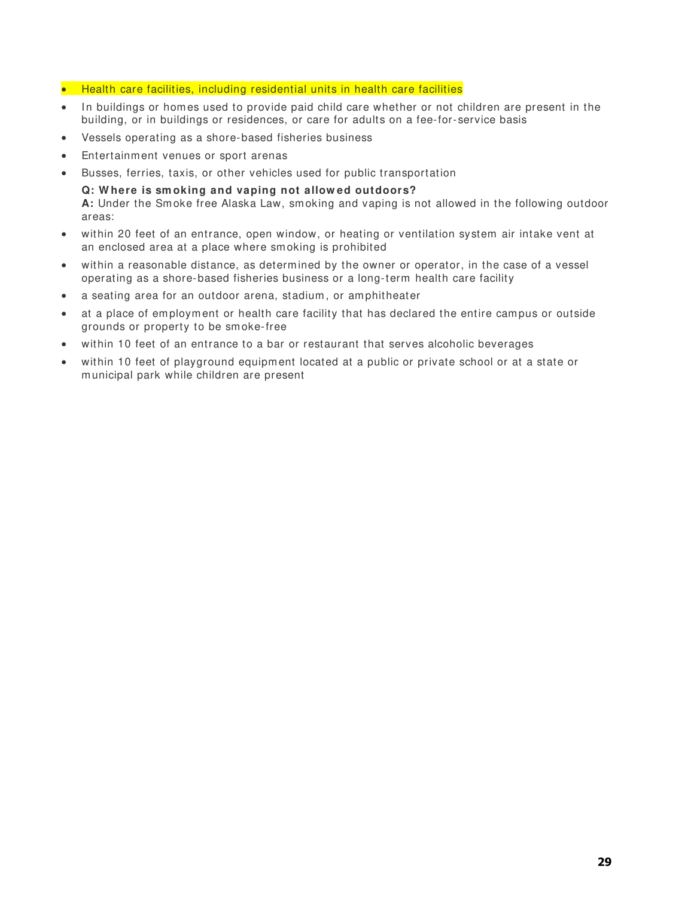- Health care facilities, including residential units in health care facilities
- In buildings or homes used to provide paid child care whether or not children are present in the building, or in buildings or residences, or care for adults on a fee-for-service basis
- Vessels operating as a shore-based fisheries business
- Entertainment venues or sport arenas
- Busses, ferries, taxis, or other vehicles used for public transportation

**Q: Where is smoking and vaping not allowed outdoors?**
**A:** Under the Smoke free Alaska Law, smoking and vaping is not allowed in the following outdoor areas:

- within 20 feet of an entrance, open window, or heating or ventilation system air intake vent at an enclosed area at a place where smoking is prohibited
- within a reasonable distance, as determined by the owner or operator, in the case of a vessel operating as a shore-based fisheries business or a long-term health care facility
- a seating area for an outdoor arena, stadium, or amphitheater
- at a place of employment or health care facility that has declared the entire campus or outside grounds or property to be smoke-free
- within 10 feet of an entrance to a bar or restaurant that serves alcoholic beverages
- within 10 feet of playground equipment located at a public or private school or at a state or municipal park while children are present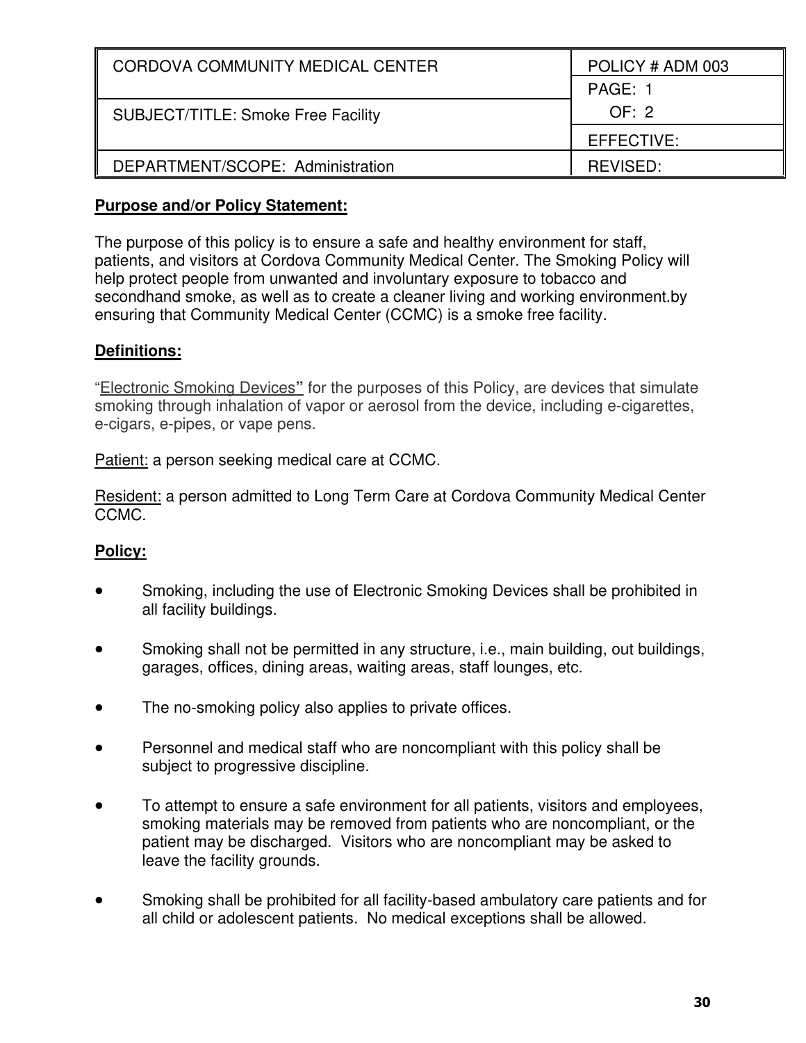| CORDOVA COMMUNITY MEDICAL CENTER | POLICY # ADM 003 |
|---|---|
| SUBJECT/TITLE: Smoke Free Facility | PAGE: 1 OF: 2 |
| | EFFECTIVE: |
| DEPARTMENT/SCOPE: Administration | REVISED: |

**Purpose and/or Policy Statement:**

The purpose of this policy is to ensure a safe and healthy environment for staff, patients, and visitors at Cordova Community Medical Center. The Smoking Policy will help protect people from unwanted and involuntary exposure to tobacco and secondhand smoke, as well as to create a cleaner living and working environment.by ensuring that Community Medical Center (CCMC) is a smoke free facility.

**Definitions:**

"Electronic Smoking Devices" for the purposes of this Policy, are devices that simulate smoking through inhalation of vapor or aerosol from the device, including e-cigarettes, e-cigars, e-pipes, or vape pens.

Patient: a person seeking medical care at CCMC.

Resident: a person admitted to Long Term Care at Cordova Community Medical Center CCMC.

**Policy:**

- Smoking, including the use of Electronic Smoking Devices shall be prohibited in all facility buildings.
- Smoking shall not be permitted in any structure, i.e., main building, out buildings, garages, offices, dining areas, waiting areas, staff lounges, etc.
- The no-smoking policy also applies to private offices.
- Personnel and medical staff who are noncompliant with this policy shall be subject to progressive discipline.
- To attempt to ensure a safe environment for all patients, visitors and employees, smoking materials may be removed from patients who are noncompliant, or the patient may be discharged. Visitors who are noncompliant may be asked to leave the facility grounds.
- Smoking shall be prohibited for all facility-based ambulatory care patients and for all child or adolescent patients. No medical exceptions shall be allowed.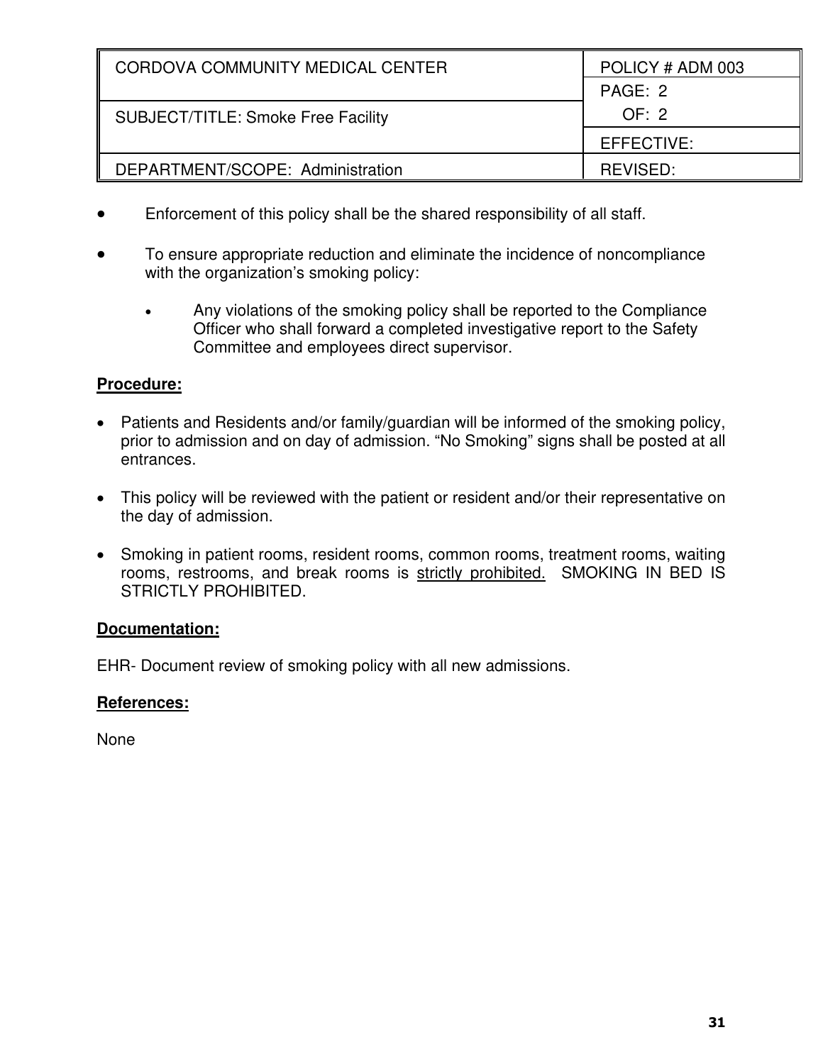| CORDOVA COMMUNITY MEDICAL CENTER | POLICY # ADM 003 |
| --- | --- |
| SUBJECT/TITLE: Smoke Free Facility | PAGE: 2 OF: 2 |
| | EFFECTIVE: |
| DEPARTMENT/SCOPE: Administration | REVISED: |

- Enforcement of this policy shall be the shared responsibility of all staff.
- To ensure appropriate reduction and eliminate the incidence of noncompliance with the organization's smoking policy:
  - Any violations of the smoking policy shall be reported to the Compliance Officer who shall forward a completed investigative report to the Safety Committee and employees direct supervisor.

**Procedure:**

- Patients and Residents and/or family/guardian will be informed of the smoking policy, prior to admission and on day of admission. "No Smoking" signs shall be posted at all entrances.
- This policy will be reviewed with the patient or resident and/or their representative on the day of admission.
- Smoking in patient rooms, resident rooms, common rooms, treatment rooms, waiting rooms, restrooms, and break rooms is strictly prohibited. SMOKING IN BED IS STRICTLY PROHIBITED.

**Documentation:**

EHR- Document review of smoking policy with all new admissions.

**References:**

None